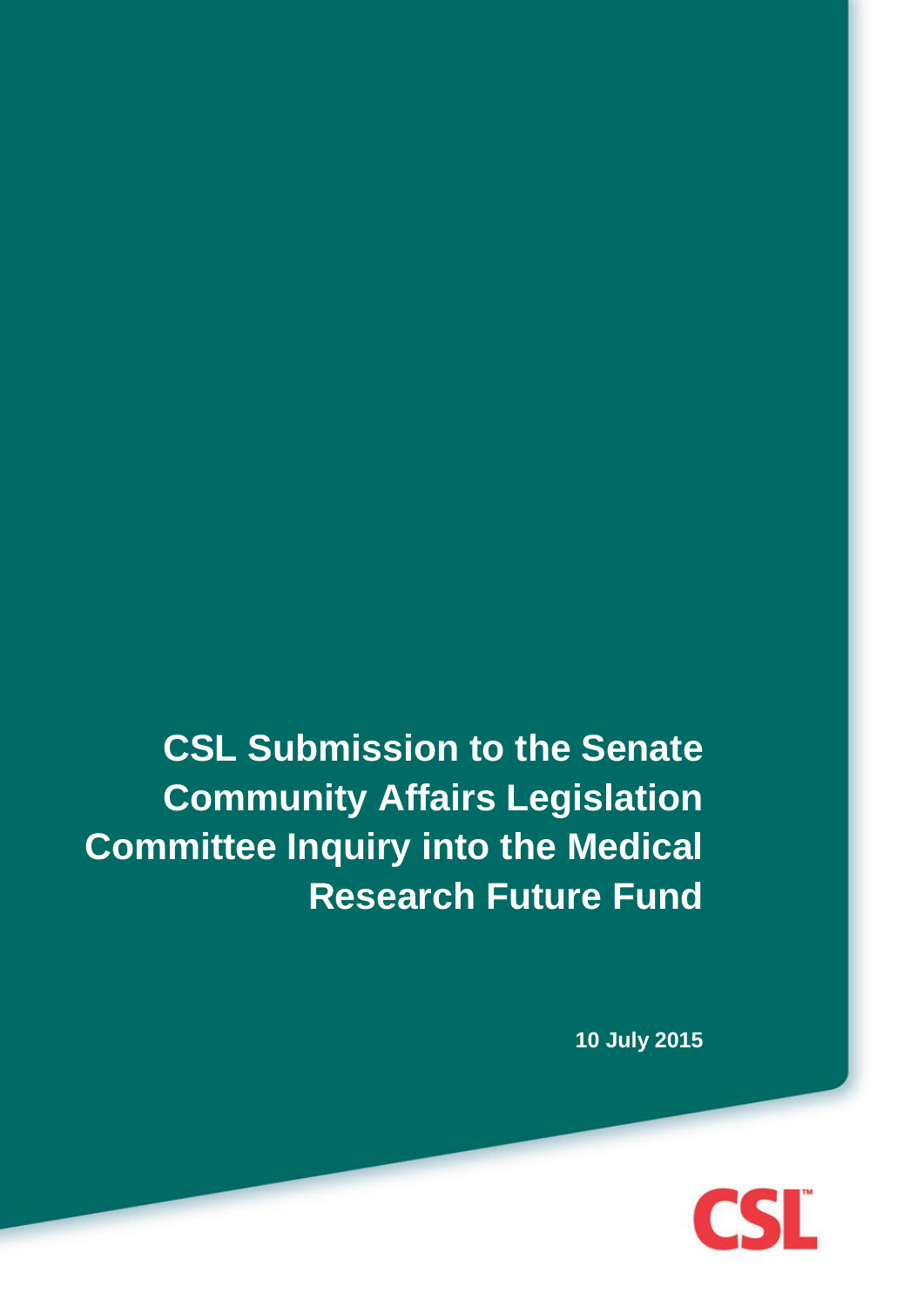# CSL Submission to the Senate Community Affairs Legislation Committee Inquiry into the Medical Research Future Fund

**10 July 2015**

CSL™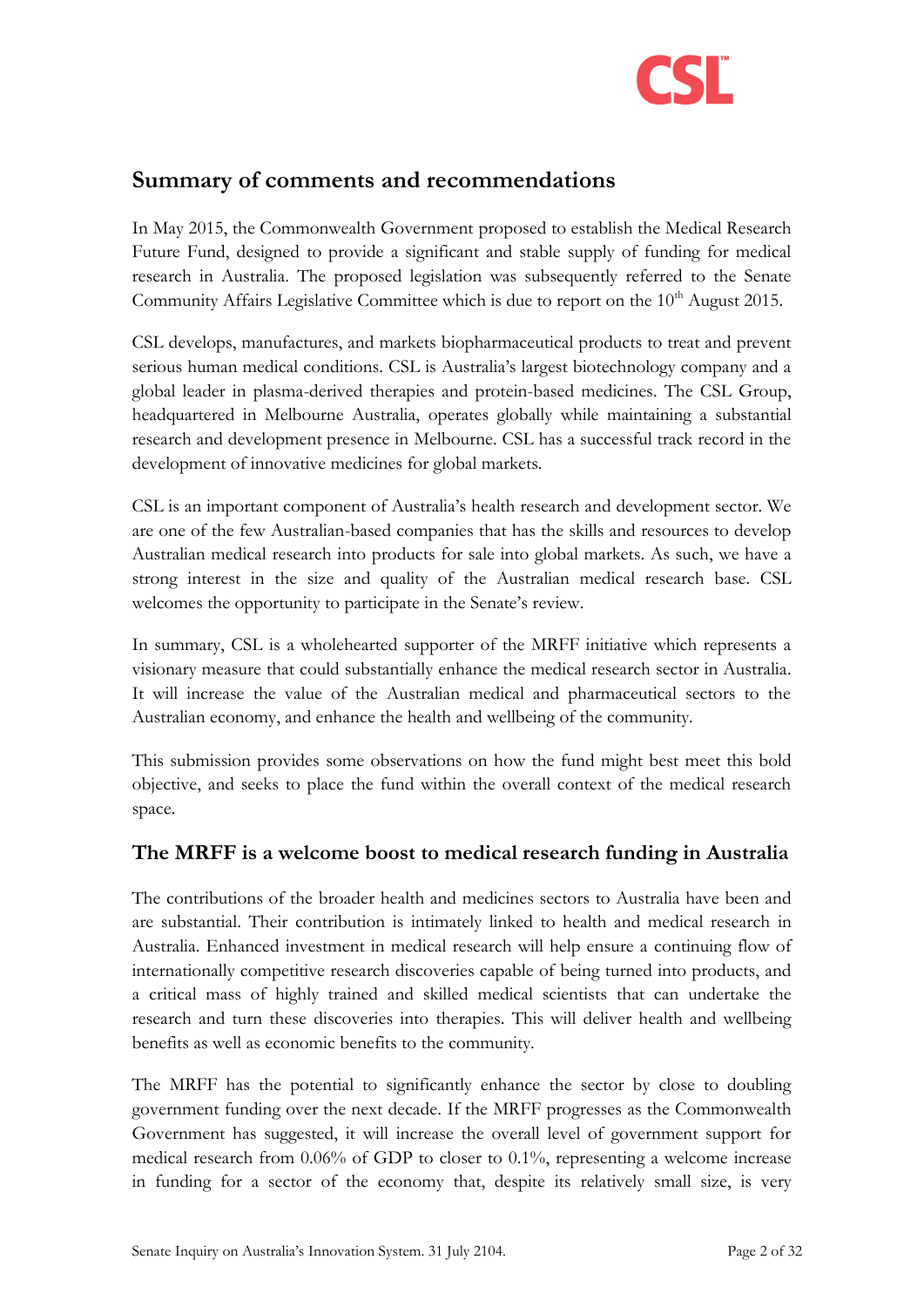## Summary of comments and recommendations

In May 2015, the Commonwealth Government proposed to establish the Medical Research Future Fund, designed to provide a significant and stable supply of funding for medical research in Australia. The proposed legislation was subsequently referred to the Senate Community Affairs Legislative Committee which is due to report on the 10th August 2015.

CSL develops, manufactures, and markets biopharmaceutical products to treat and prevent serious human medical conditions. CSL is Australia's largest biotechnology company and a global leader in plasma-derived therapies and protein-based medicines. The CSL Group, headquartered in Melbourne Australia, operates globally while maintaining a substantial research and development presence in Melbourne. CSL has a successful track record in the development of innovative medicines for global markets.

CSL is an important component of Australia's health research and development sector. We are one of the few Australian-based companies that has the skills and resources to develop Australian medical research into products for sale into global markets. As such, we have a strong interest in the size and quality of the Australian medical research base. CSL welcomes the opportunity to participate in the Senate's review.

In summary, CSL is a wholehearted supporter of the MRFF initiative which represents a visionary measure that could substantially enhance the medical research sector in Australia. It will increase the value of the Australian medical and pharmaceutical sectors to the Australian economy, and enhance the health and wellbeing of the community.

This submission provides some observations on how the fund might best meet this bold objective, and seeks to place the fund within the overall context of the medical research space.

### The MRFF is a welcome boost to medical research funding in Australia

The contributions of the broader health and medicines sectors to Australia have been and are substantial. Their contribution is intimately linked to health and medical research in Australia. Enhanced investment in medical research will help ensure a continuing flow of internationally competitive research discoveries capable of being turned into products, and a critical mass of highly trained and skilled medical scientists that can undertake the research and turn these discoveries into therapies. This will deliver health and wellbeing benefits as well as economic benefits to the community.

The MRFF has the potential to significantly enhance the sector by close to doubling government funding over the next decade. If the MRFF progresses as the Commonwealth Government has suggested, it will increase the overall level of government support for medical research from 0.06% of GDP to closer to 0.1%, representing a welcome increase in funding for a sector of the economy that, despite its relatively small size, is very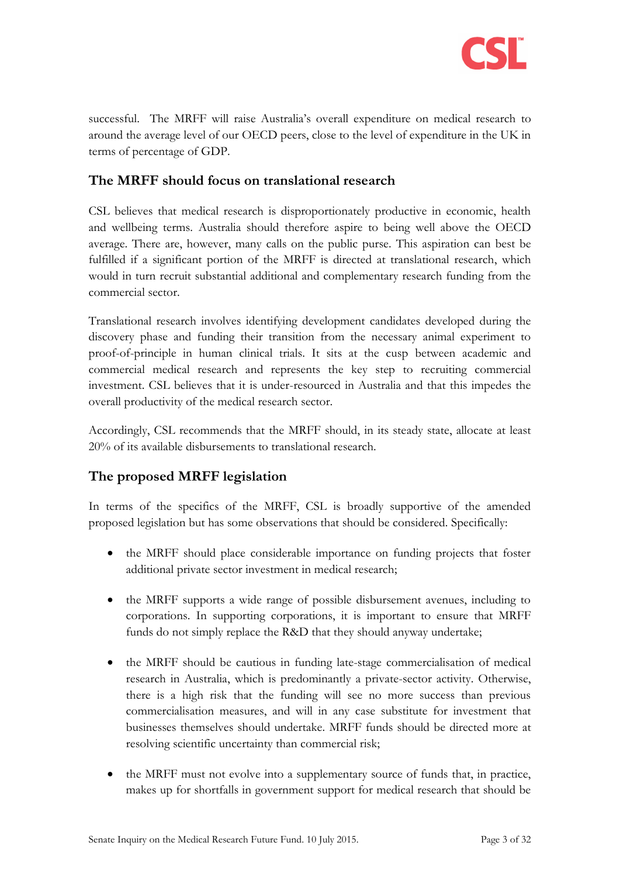successful. The MRFF will raise Australia's overall expenditure on medical research to around the average level of our OECD peers, close to the level of expenditure in the UK in terms of percentage of GDP.

## The MRFF should focus on translational research

CSL believes that medical research is disproportionately productive in economic, health and wellbeing terms. Australia should therefore aspire to being well above the OECD average. There are, however, many calls on the public purse. This aspiration can best be fulfilled if a significant portion of the MRFF is directed at translational research, which would in turn recruit substantial additional and complementary research funding from the commercial sector.

Translational research involves identifying development candidates developed during the discovery phase and funding their transition from the necessary animal experiment to proof-of-principle in human clinical trials. It sits at the cusp between academic and commercial medical research and represents the key step to recruiting commercial investment. CSL believes that it is under-resourced in Australia and that this impedes the overall productivity of the medical research sector.

Accordingly, CSL recommends that the MRFF should, in its steady state, allocate at least 20% of its available disbursements to translational research.

## The proposed MRFF legislation

In terms of the specifics of the MRFF, CSL is broadly supportive of the amended proposed legislation but has some observations that should be considered. Specifically:

- the MRFF should place considerable importance on funding projects that foster additional private sector investment in medical research;

- the MRFF supports a wide range of possible disbursement avenues, including to corporations. In supporting corporations, it is important to ensure that MRFF funds do not simply replace the R&D that they should anyway undertake;

- the MRFF should be cautious in funding late-stage commercialisation of medical research in Australia, which is predominantly a private-sector activity. Otherwise, there is a high risk that the funding will see no more success than previous commercialisation measures, and will in any case substitute for investment that businesses themselves should undertake. MRFF funds should be directed more at resolving scientific uncertainty than commercial risk;

- the MRFF must not evolve into a supplementary source of funds that, in practice, makes up for shortfalls in government support for medical research that should be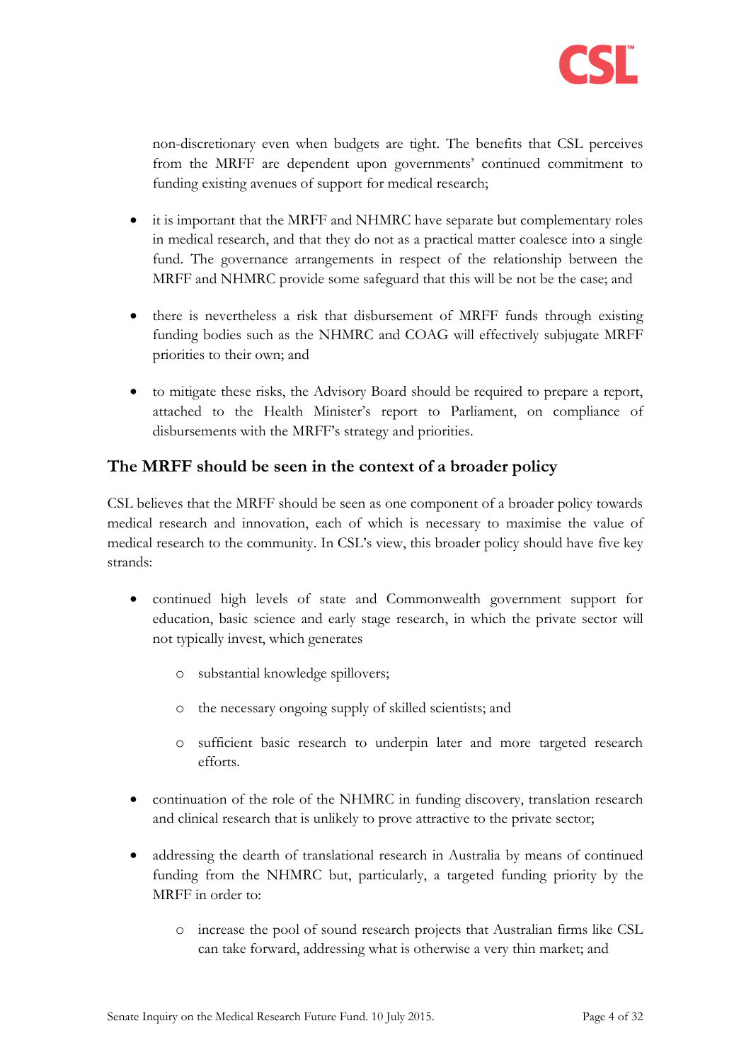non-discretionary even when budgets are tight. The benefits that CSL perceives from the MRFF are dependent upon governments' continued commitment to funding existing avenues of support for medical research;

- it is important that the MRFF and NHMRC have separate but complementary roles in medical research, and that they do not as a practical matter coalesce into a single fund. The governance arrangements in respect of the relationship between the MRFF and NHMRC provide some safeguard that this will be not be the case; and
- there is nevertheless a risk that disbursement of MRFF funds through existing funding bodies such as the NHMRC and COAG will effectively subjugate MRFF priorities to their own; and
- to mitigate these risks, the Advisory Board should be required to prepare a report, attached to the Health Minister's report to Parliament, on compliance of disbursements with the MRFF's strategy and priorities.

## The MRFF should be seen in the context of a broader policy

CSL believes that the MRFF should be seen as one component of a broader policy towards medical research and innovation, each of which is necessary to maximise the value of medical research to the community. In CSL's view, this broader policy should have five key strands:

- continued high levels of state and Commonwealth government support for education, basic science and early stage research, in which the private sector will not typically invest, which generates
    - substantial knowledge spillovers;
    - the necessary ongoing supply of skilled scientists; and
    - sufficient basic research to underpin later and more targeted research efforts.
- continuation of the role of the NHMRC in funding discovery, translation research and clinical research that is unlikely to prove attractive to the private sector;
- addressing the dearth of translational research in Australia by means of continued funding from the NHMRC but, particularly, a targeted funding priority by the MRFF in order to:
    - increase the pool of sound research projects that Australian firms like CSL can take forward, addressing what is otherwise a very thin market; and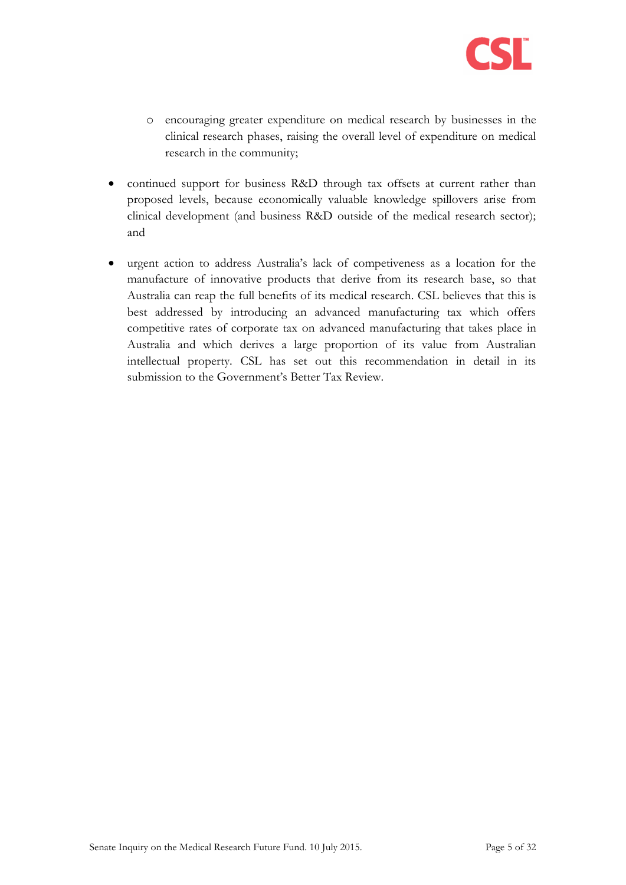- encouraging greater expenditure on medical research by businesses in the clinical research phases, raising the overall level of expenditure on medical research in the community;

- continued support for business R&D through tax offsets at current rather than proposed levels, because economically valuable knowledge spillovers arise from clinical development (and business R&D outside of the medical research sector); and

- urgent action to address Australia's lack of competiveness as a location for the manufacture of innovative products that derive from its research base, so that Australia can reap the full benefits of its medical research. CSL believes that this is best addressed by introducing an advanced manufacturing tax which offers competitive rates of corporate tax on advanced manufacturing that takes place in Australia and which derives a large proportion of its value from Australian intellectual property. CSL has set out this recommendation in detail in its submission to the Government's Better Tax Review.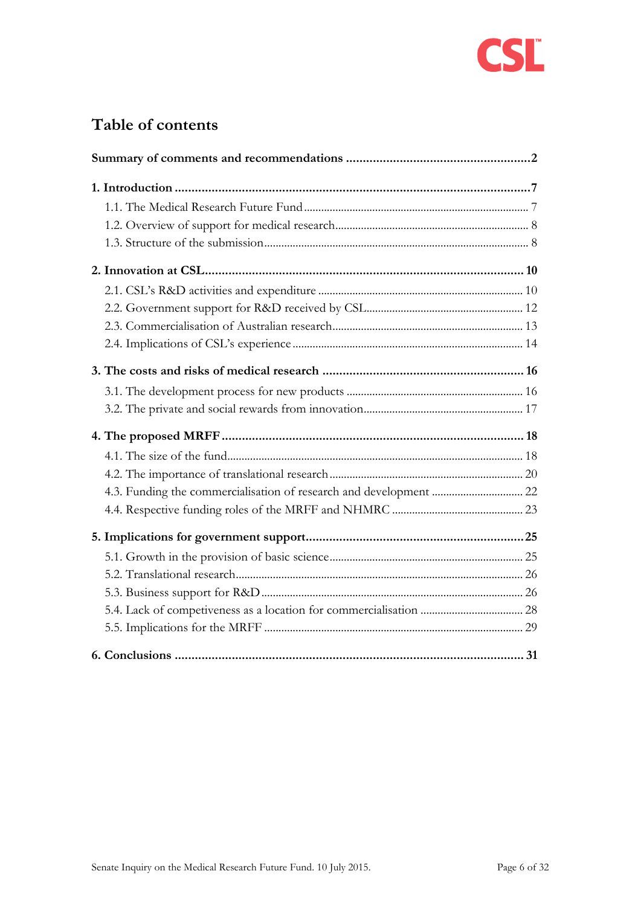# Table of contents

**Summary of comments and recommendations ....................................................... 2**

**1. Introduction ......................................................................................................... 7**

1.1. The Medical Research Future Fund ............................................................................ 7
1.2. Overview of support for medical research ................................................................... 8
1.3. Structure of the submission .......................................................................................... 8

**2. Innovation at CSL ............................................................................................... 10**

2.1. CSL's R&D activities and expenditure ...................................................................... 10
2.2. Government support for R&D received by CSL ....................................................... 12
2.3. Commercialisation of Australian research .................................................................. 13
2.4. Implications of CSL's experience ............................................................................... 14

**3. The costs and risks of medical research ............................................................ 16**

3.1. The development process for new products .............................................................. 16
3.2. The private and social rewards from innovation ........................................................ 17

**4. The proposed MRFF .......................................................................................... 18**

4.1. The size of the fund ..................................................................................................... 18
4.2. The importance of translational research ................................................................... 20
4.3. Funding the commercialisation of research and development ................................ 22
4.4. Respective funding roles of the MRFF and NHMRC .............................................. 23

**5. Implications for government support ................................................................. 25**

5.1. Growth in the provision of basic science .................................................................... 25
5.2. Translational research .................................................................................................. 26
5.3. Business support for R&D .......................................................................................... 26
5.4. Lack of competiveness as a location for commercialisation .................................... 28
5.5. Implications for the MRFF ......................................................................................... 29

**6. Conclusions ........................................................................................................ 31**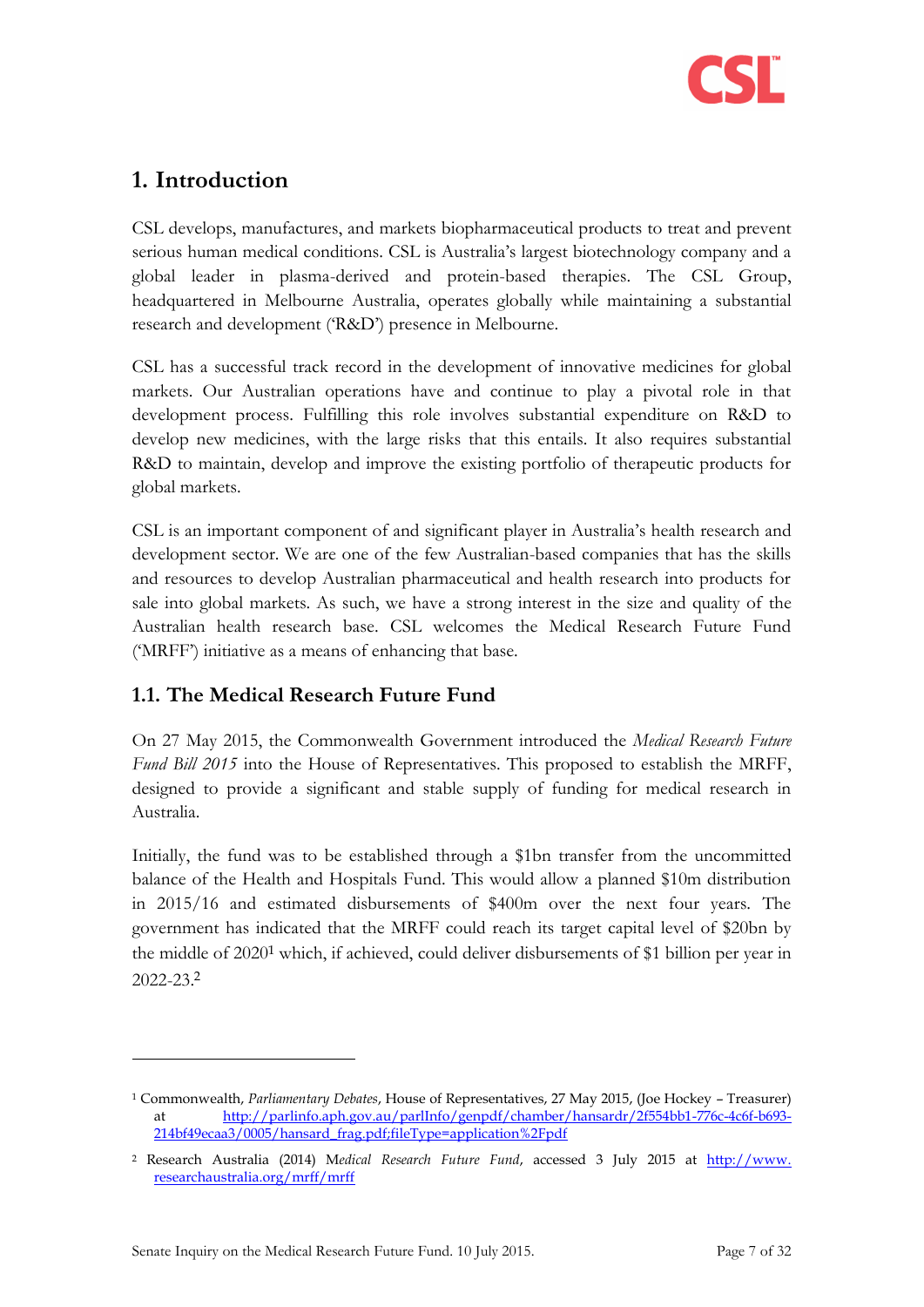# 1. Introduction

CSL develops, manufactures, and markets biopharmaceutical products to treat and prevent serious human medical conditions. CSL is Australia's largest biotechnology company and a global leader in plasma-derived and protein-based therapies. The CSL Group, headquartered in Melbourne Australia, operates globally while maintaining a substantial research and development ('R&D') presence in Melbourne.

CSL has a successful track record in the development of innovative medicines for global markets. Our Australian operations have and continue to play a pivotal role in that development process. Fulfilling this role involves substantial expenditure on R&D to develop new medicines, with the large risks that this entails. It also requires substantial R&D to maintain, develop and improve the existing portfolio of therapeutic products for global markets.

CSL is an important component of and significant player in Australia's health research and development sector. We are one of the few Australian-based companies that has the skills and resources to develop Australian pharmaceutical and health research into products for sale into global markets. As such, we have a strong interest in the size and quality of the Australian health research base. CSL welcomes the Medical Research Future Fund ('MRFF') initiative as a means of enhancing that base.

## 1.1. The Medical Research Future Fund

On 27 May 2015, the Commonwealth Government introduced the *Medical Research Future Fund Bill 2015* into the House of Representatives. This proposed to establish the MRFF, designed to provide a significant and stable supply of funding for medical research in Australia.

Initially, the fund was to be established through a $1bn transfer from the uncommitted balance of the Health and Hospitals Fund. This would allow a planned $10m distribution in 2015/16 and estimated disbursements of $400m over the next four years. The government has indicated that the MRFF could reach its target capital level of $20bn by the middle of 2020[1] which, if achieved, could deliver disbursements of $1 billion per year in 2022-23.[2]

---

[1] Commonwealth, *Parliamentary Debates*, House of Representatives, 27 May 2015, (Joe Hockey – Treasurer) at http://parlinfo.aph.gov.au/parlInfo/genpdf/chamber/hansardr/2f554bb1-776c-4c6f-b693-214bf49ecaa3/0005/hansard_frag.pdf;fileType=application%2Fpdf

[2] Research Australia (2014) M*edical Research Future Fund*, accessed 3 July 2015 at http://www.researchaustralia.org/mrff/mrff

Senate Inquiry on the Medical Research Future Fund. 10 July 2015.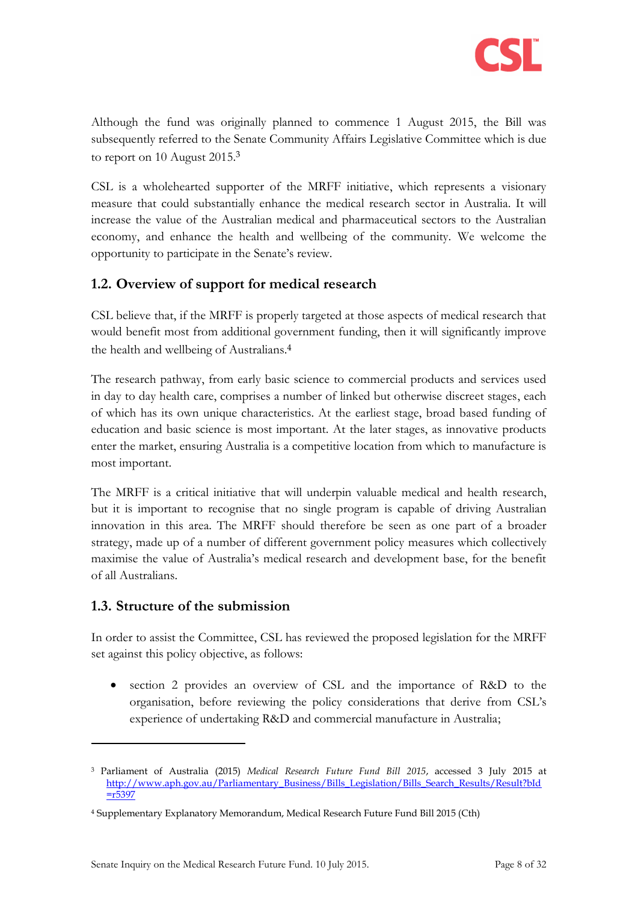Although the fund was originally planned to commence 1 August 2015, the Bill was subsequently referred to the Senate Community Affairs Legislative Committee which is due to report on 10 August 2015.[3]

CSL is a wholehearted supporter of the MRFF initiative, which represents a visionary measure that could substantially enhance the medical research sector in Australia. It will increase the value of the Australian medical and pharmaceutical sectors to the Australian economy, and enhance the health and wellbeing of the community. We welcome the opportunity to participate in the Senate's review.

## 1.2. Overview of support for medical research

CSL believe that, if the MRFF is properly targeted at those aspects of medical research that would benefit most from additional government funding, then it will significantly improve the health and wellbeing of Australians.[4]

The research pathway, from early basic science to commercial products and services used in day to day health care, comprises a number of linked but otherwise discreet stages, each of which has its own unique characteristics. At the earliest stage, broad based funding of education and basic science is most important. At the later stages, as innovative products enter the market, ensuring Australia is a competitive location from which to manufacture is most important.

The MRFF is a critical initiative that will underpin valuable medical and health research, but it is important to recognise that no single program is capable of driving Australian innovation in this area. The MRFF should therefore be seen as one part of a broader strategy, made up of a number of different government policy measures which collectively maximise the value of Australia's medical research and development base, for the benefit of all Australians.

## 1.3. Structure of the submission

In order to assist the Committee, CSL has reviewed the proposed legislation for the MRFF set against this policy objective, as follows:

- section 2 provides an overview of CSL and the importance of R&D to the organisation, before reviewing the policy considerations that derive from CSL's experience of undertaking R&D and commercial manufacture in Australia;

---

[3] Parliament of Australia (2015) *Medical Research Future Fund Bill 2015,* accessed 3 July 2015 at http://www.aph.gov.au/Parliamentary_Business/Bills_Legislation/Bills_Search_Results/Result?bId=r5397

[4] Supplementary Explanatory Memorandum, Medical Research Future Fund Bill 2015 (Cth)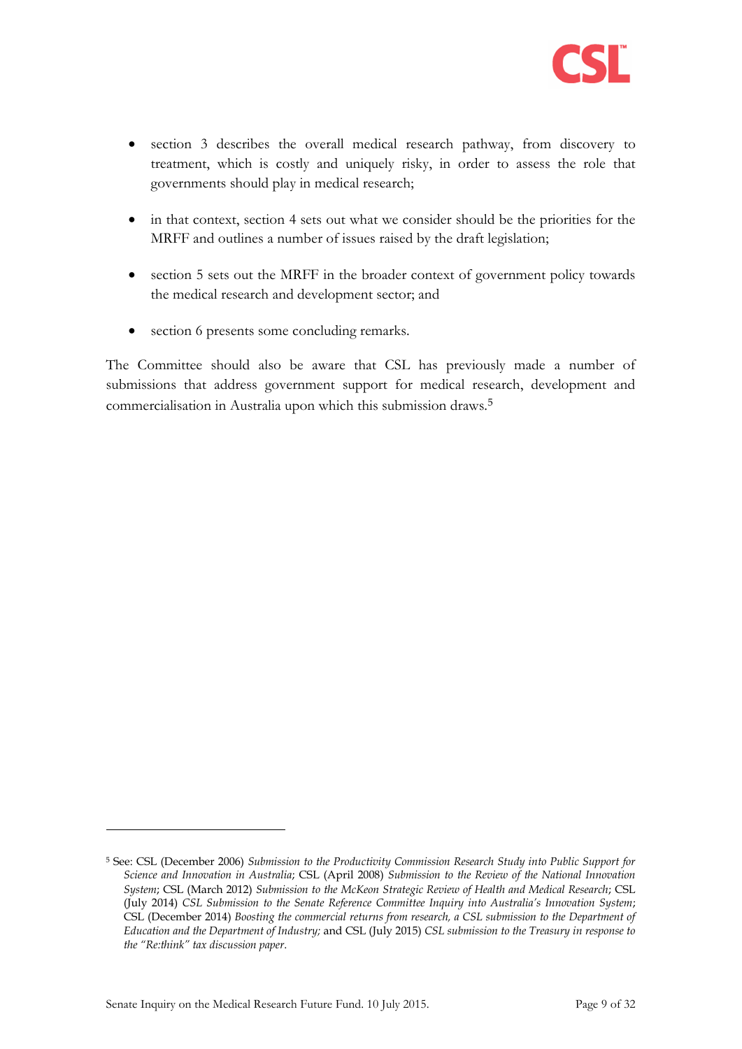- section 3 describes the overall medical research pathway, from discovery to treatment, which is costly and uniquely risky, in order to assess the role that governments should play in medical research;

- in that context, section 4 sets out what we consider should be the priorities for the MRFF and outlines a number of issues raised by the draft legislation;

- section 5 sets out the MRFF in the broader context of government policy towards the medical research and development sector; and

- section 6 presents some concluding remarks.

The Committee should also be aware that CSL has previously made a number of submissions that address government support for medical research, development and commercialisation in Australia upon which this submission draws.[5]

---

[5] See: CSL (December 2006) *Submission to the Productivity Commission Research Study into Public Support for Science and Innovation in Australia*; CSL (April 2008) *Submission to the Review of the National Innovation System*; CSL (March 2012) *Submission to the McKeon Strategic Review of Health and Medical Research*; CSL (July 2014) *CSL Submission to the Senate Reference Committee Inquiry into Australia's Innovation System*; CSL (December 2014) *Boosting the commercial returns from research, a CSL submission to the Department of Education and the Department of Industry;* and CSL (July 2015) *CSL submission to the Treasury in response to the "Re:think" tax discussion paper*.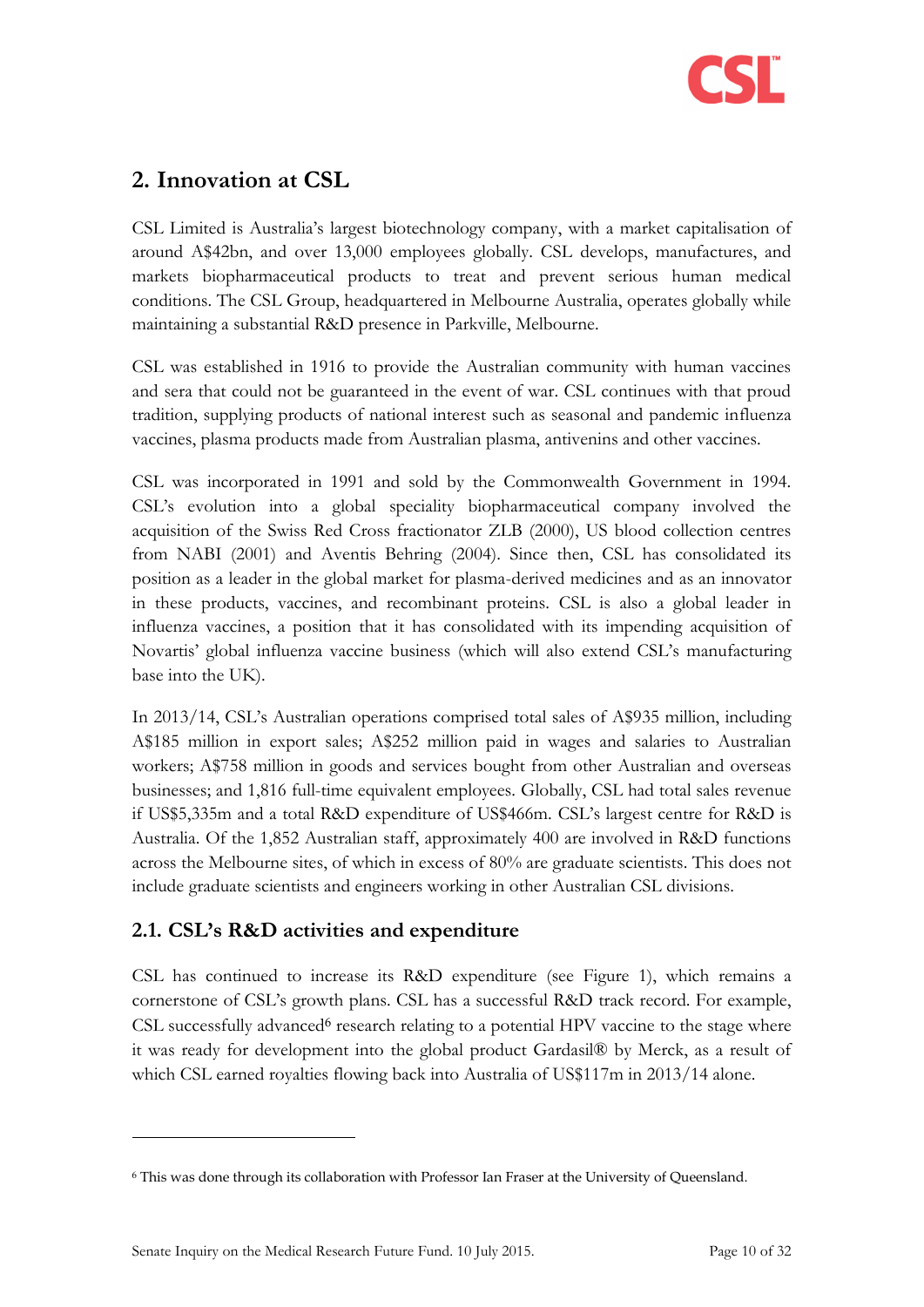## 2. Innovation at CSL

CSL Limited is Australia's largest biotechnology company, with a market capitalisation of around A$42bn, and over 13,000 employees globally. CSL develops, manufactures, and markets biopharmaceutical products to treat and prevent serious human medical conditions. The CSL Group, headquartered in Melbourne Australia, operates globally while maintaining a substantial R&D presence in Parkville, Melbourne.

CSL was established in 1916 to provide the Australian community with human vaccines and sera that could not be guaranteed in the event of war. CSL continues with that proud tradition, supplying products of national interest such as seasonal and pandemic influenza vaccines, plasma products made from Australian plasma, antivenins and other vaccines.

CSL was incorporated in 1991 and sold by the Commonwealth Government in 1994. CSL's evolution into a global speciality biopharmaceutical company involved the acquisition of the Swiss Red Cross fractionator ZLB (2000), US blood collection centres from NABI (2001) and Aventis Behring (2004). Since then, CSL has consolidated its position as a leader in the global market for plasma-derived medicines and as an innovator in these products, vaccines, and recombinant proteins. CSL is also a global leader in influenza vaccines, a position that it has consolidated with its impending acquisition of Novartis' global influenza vaccine business (which will also extend CSL's manufacturing base into the UK).

In 2013/14, CSL's Australian operations comprised total sales of A$935 million, including A$185 million in export sales; A$252 million paid in wages and salaries to Australian workers; A$758 million in goods and services bought from other Australian and overseas businesses; and 1,816 full-time equivalent employees. Globally, CSL had total sales revenue if US$5,335m and a total R&D expenditure of US$466m. CSL's largest centre for R&D is Australia. Of the 1,852 Australian staff, approximately 400 are involved in R&D functions across the Melbourne sites, of which in excess of 80% are graduate scientists. This does not include graduate scientists and engineers working in other Australian CSL divisions.

### 2.1. CSL's R&D activities and expenditure

CSL has continued to increase its R&D expenditure (see Figure 1), which remains a cornerstone of CSL's growth plans. CSL has a successful R&D track record. For example, CSL successfully advanced[6] research relating to a potential HPV vaccine to the stage where it was ready for development into the global product Gardasil® by Merck, as a result of which CSL earned royalties flowing back into Australia of US$117m in 2013/14 alone.

---

[6] This was done through its collaboration with Professor Ian Fraser at the University of Queensland.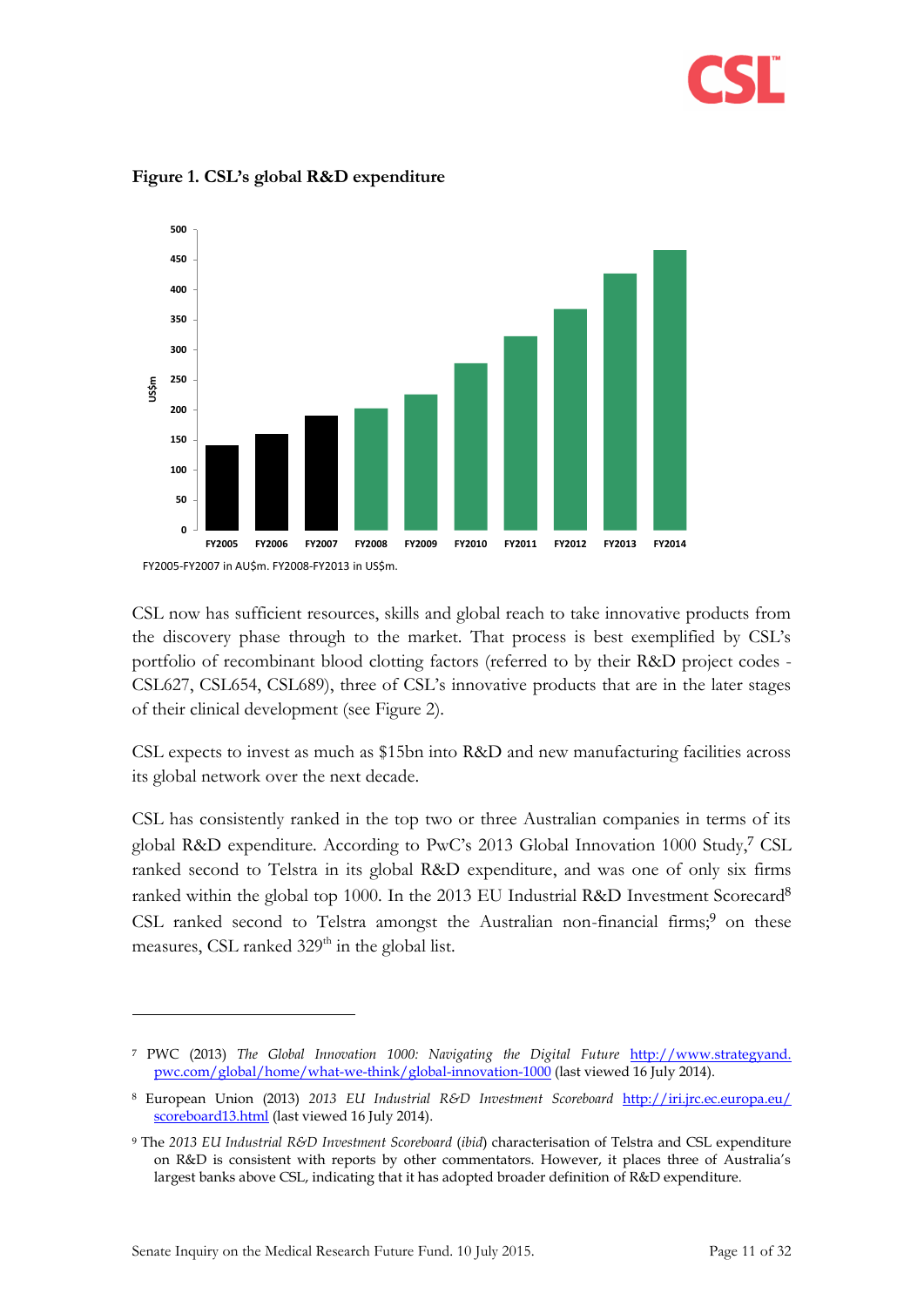**Figure 1. CSL's global R&D expenditure**

FY2005-FY2007 in AU$m. FY2008-FY2013 in US$m.

CSL now has sufficient resources, skills and global reach to take innovative products from the discovery phase through to the market. That process is best exemplified by CSL's portfolio of recombinant blood clotting factors (referred to by their R&D project codes - CSL627, CSL654, CSL689), three of CSL's innovative products that are in the later stages of their clinical development (see Figure 2).

CSL expects to invest as much as $15bn into R&D and new manufacturing facilities across its global network over the next decade.

CSL has consistently ranked in the top two or three Australian companies in terms of its global R&D expenditure. According to PwC's 2013 Global Innovation 1000 Study,[7] CSL ranked second to Telstra in its global R&D expenditure, and was one of only six firms ranked within the global top 1000. In the 2013 EU Industrial R&D Investment Scorecard[8] CSL ranked second to Telstra amongst the Australian non-financial firms;[9] on these measures, CSL ranked 329th in the global list.

---

[7] PWC (2013) *The Global Innovation 1000: Navigating the Digital Future* http://www.strategyand.pwc.com/global/home/what-we-think/global-innovation-1000 (last viewed 16 July 2014).

[8] European Union (2013) *2013 EU Industrial R&D Investment Scoreboard* http://iri.jrc.ec.europa.eu/scoreboard13.html (last viewed 16 July 2014).

[9] The *2013 EU Industrial R&D Investment Scoreboard* (*ibid*) characterisation of Telstra and CSL expenditure on R&D is consistent with reports by other commentators. However, it places three of Australia's largest banks above CSL, indicating that it has adopted broader definition of R&D expenditure.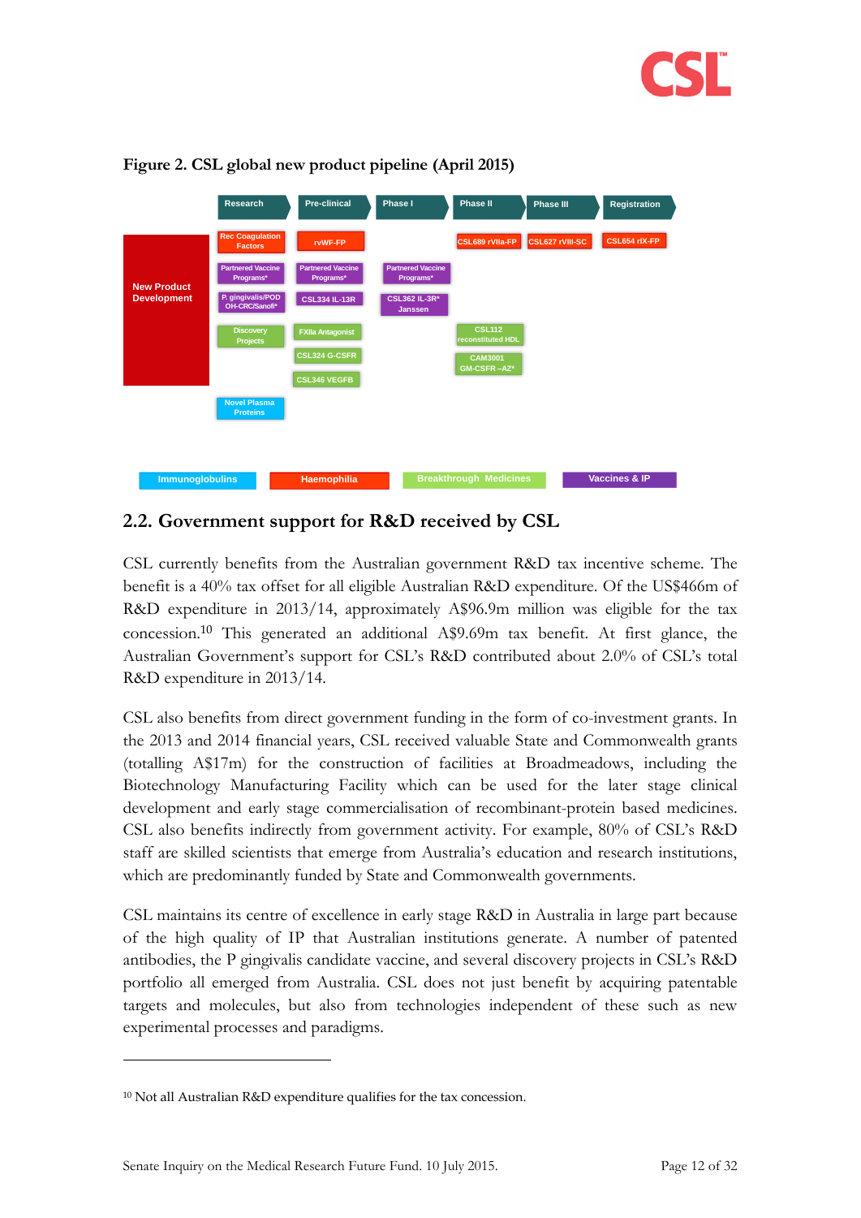**Figure 2. CSL global new product pipeline (April 2015)**

Research
Pre-clinical
Phase I
Phase II
Phase III
Registration

New Product Development

Rec Coagulation Factors
rVWF-FP
CSL689 rVIIa-FP
CSL627 rVIII-SC
CSL654 rIX-FP
Partnered Vaccine Programs*
Partnered Vaccine Programs*
Partnered Vaccine Programs*
P. gingivalis/POD OH-CRC/Sanofi*
CSL334 IL-13R
CSL362 IL-3R* Janssen
Discovery Projects
FXIIa Antagonist
CSL112 reconstituted HDL
CSL324 G-CSFR
CAM3001 GM-CSFR –AZ*
CSL346 VEGFB
Novel Plasma Proteins

Immunoglobulins
Haemophilia
Breakthrough Medicines
Vaccines & IP

## 2.2. Government support for R&D received by CSL

CSL currently benefits from the Australian government R&D tax incentive scheme. The benefit is a 40% tax offset for all eligible Australian R&D expenditure. Of the US$466m of R&D expenditure in 2013/14, approximately A$96.9m million was eligible for the tax concession.[10] This generated an additional A$9.69m tax benefit. At first glance, the Australian Government's support for CSL's R&D contributed about 2.0% of CSL's total R&D expenditure in 2013/14.

CSL also benefits from direct government funding in the form of co-investment grants. In the 2013 and 2014 financial years, CSL received valuable State and Commonwealth grants (totalling A$17m) for the construction of facilities at Broadmeadows, including the Biotechnology Manufacturing Facility which can be used for the later stage clinical development and early stage commercialisation of recombinant-protein based medicines. CSL also benefits indirectly from government activity. For example, 80% of CSL's R&D staff are skilled scientists that emerge from Australia's education and research institutions, which are predominantly funded by State and Commonwealth governments.

CSL maintains its centre of excellence in early stage R&D in Australia in large part because of the high quality of IP that Australian institutions generate. A number of patented antibodies, the P gingivalis candidate vaccine, and several discovery projects in CSL's R&D portfolio all emerged from Australia. CSL does not just benefit by acquiring patentable targets and molecules, but also from technologies independent of these such as new experimental processes and paradigms.

[10] Not all Australian R&D expenditure qualifies for the tax concession.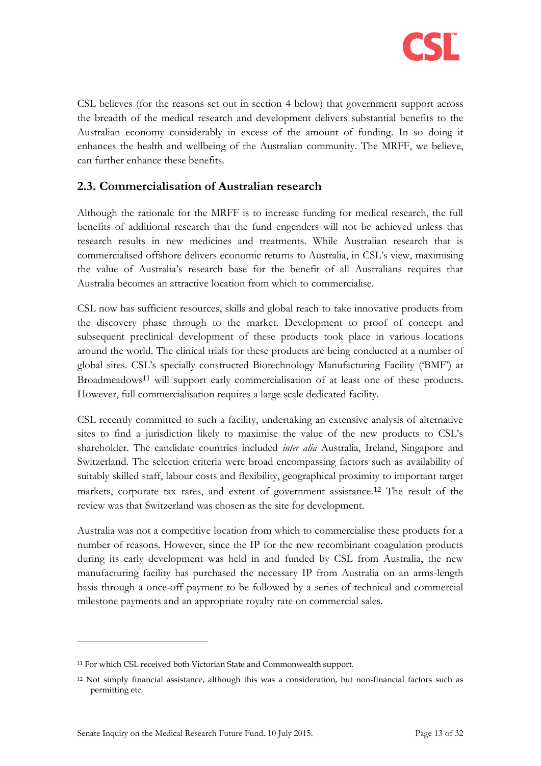CSL believes (for the reasons set out in section 4 below) that government support across the breadth of the medical research and development delivers substantial benefits to the Australian economy considerably in excess of the amount of funding. In so doing it enhances the health and wellbeing of the Australian community. The MRFF, we believe, can further enhance these benefits.

## 2.3. Commercialisation of Australian research

Although the rationale for the MRFF is to increase funding for medical research, the full benefits of additional research that the fund engenders will not be achieved unless that research results in new medicines and treatments. While Australian research that is commercialised offshore delivers economic returns to Australia, in CSL's view, maximising the value of Australia's research base for the benefit of all Australians requires that Australia becomes an attractive location from which to commercialise.

CSL now has sufficient resources, skills and global reach to take innovative products from the discovery phase through to the market. Development to proof of concept and subsequent preclinical development of these products took place in various locations around the world. The clinical trials for these products are being conducted at a number of global sites. CSL's specially constructed Biotechnology Manufacturing Facility ('BMF') at Broadmeadows[11] will support early commercialisation of at least one of these products. However, full commercialisation requires a large scale dedicated facility.

CSL recently committed to such a facility, undertaking an extensive analysis of alternative sites to find a jurisdiction likely to maximise the value of the new products to CSL's shareholder. The candidate countries included *inter alia* Australia, Ireland, Singapore and Switzerland. The selection criteria were broad encompassing factors such as availability of suitably skilled staff, labour costs and flexibility, geographical proximity to important target markets, corporate tax rates, and extent of government assistance.[12] The result of the review was that Switzerland was chosen as the site for development.

Australia was not a competitive location from which to commercialise these products for a number of reasons. However, since the IP for the new recombinant coagulation products during its early development was held in and funded by CSL from Australia, the new manufacturing facility has purchased the necessary IP from Australia on an arms-length basis through a once-off payment to be followed by a series of technical and commercial milestone payments and an appropriate royalty rate on commercial sales.

---

[11] For which CSL received both Victorian State and Commonwealth support.

[12] Not simply financial assistance, although this was a consideration, but non-financial factors such as permitting etc.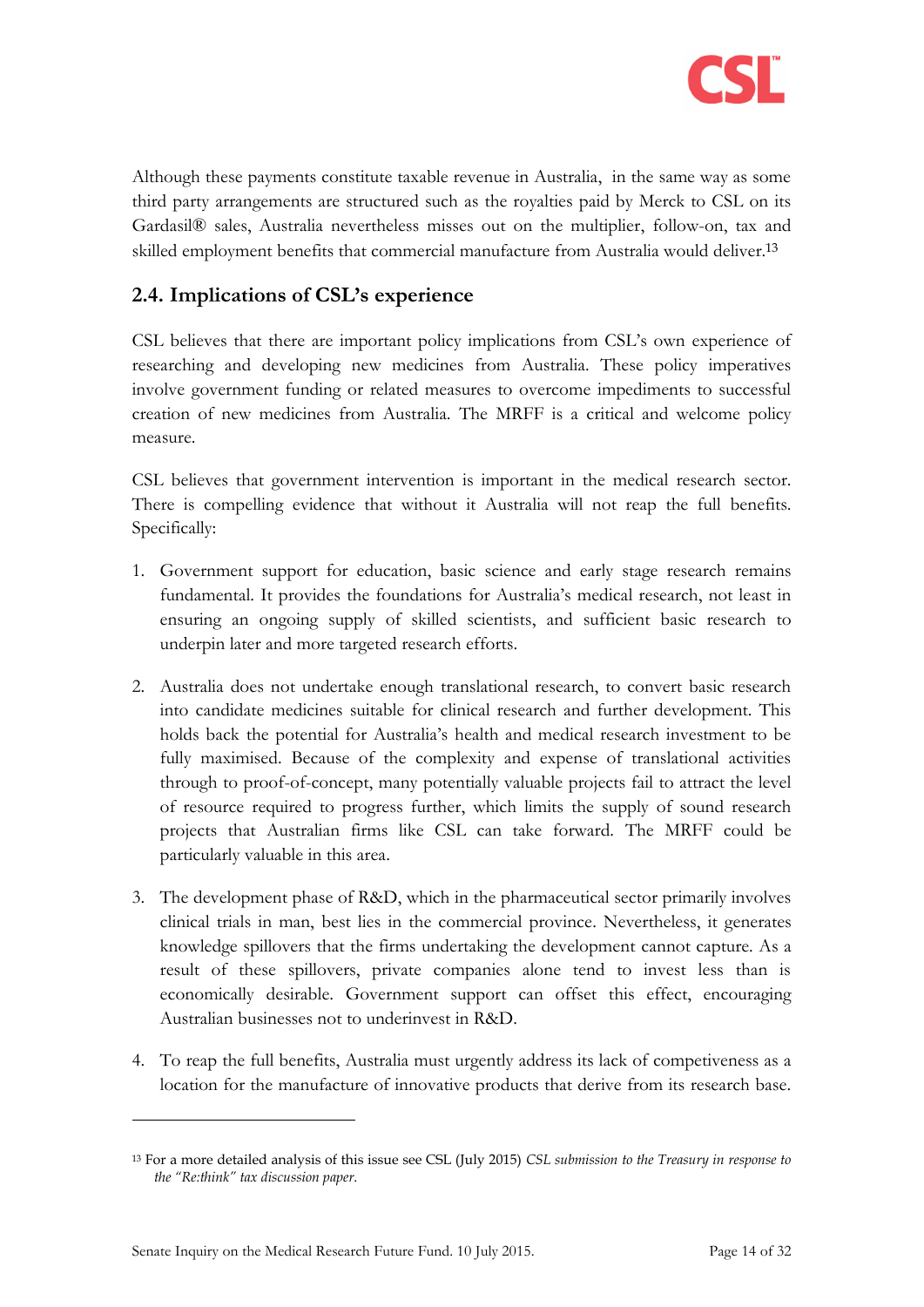Although these payments constitute taxable revenue in Australia, in the same way as some third party arrangements are structured such as the royalties paid by Merck to CSL on its Gardasil® sales, Australia nevertheless misses out on the multiplier, follow-on, tax and skilled employment benefits that commercial manufacture from Australia would deliver.[13]

## 2.4. Implications of CSL's experience

CSL believes that there are important policy implications from CSL's own experience of researching and developing new medicines from Australia. These policy imperatives involve government funding or related measures to overcome impediments to successful creation of new medicines from Australia. The MRFF is a critical and welcome policy measure.

CSL believes that government intervention is important in the medical research sector. There is compelling evidence that without it Australia will not reap the full benefits. Specifically:

1. Government support for education, basic science and early stage research remains fundamental. It provides the foundations for Australia's medical research, not least in ensuring an ongoing supply of skilled scientists, and sufficient basic research to underpin later and more targeted research efforts.

2. Australia does not undertake enough translational research, to convert basic research into candidate medicines suitable for clinical research and further development. This holds back the potential for Australia's health and medical research investment to be fully maximised. Because of the complexity and expense of translational activities through to proof-of-concept, many potentially valuable projects fail to attract the level of resource required to progress further, which limits the supply of sound research projects that Australian firms like CSL can take forward. The MRFF could be particularly valuable in this area.

3. The development phase of R&D, which in the pharmaceutical sector primarily involves clinical trials in man, best lies in the commercial province. Nevertheless, it generates knowledge spillovers that the firms undertaking the development cannot capture. As a result of these spillovers, private companies alone tend to invest less than is economically desirable. Government support can offset this effect, encouraging Australian businesses not to underinvest in R&D.

4. To reap the full benefits, Australia must urgently address its lack of competiveness as a location for the manufacture of innovative products that derive from its research base.

[13] For a more detailed analysis of this issue see CSL (July 2015) *CSL submission to the Treasury in response to the "Re:think" tax discussion paper*.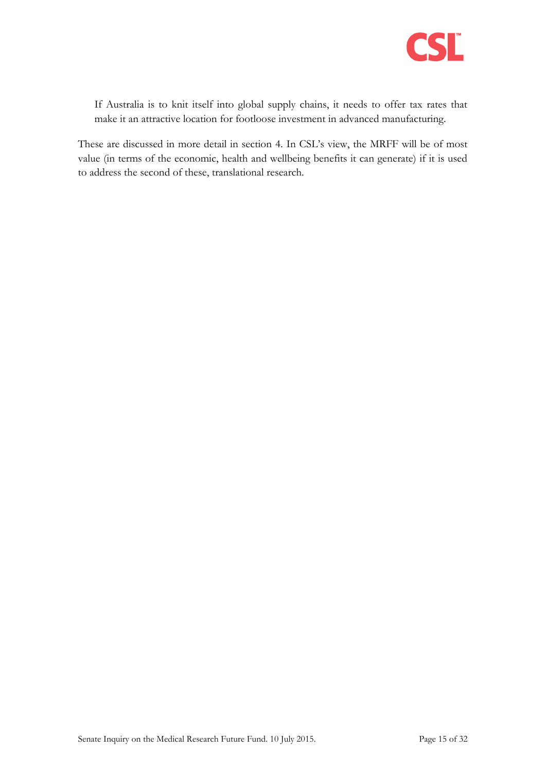> If Australia is to knit itself into global supply chains, it needs to offer tax rates that make it an attractive location for footloose investment in advanced manufacturing.

These are discussed in more detail in section 4. In CSL's view, the MRFF will be of most value (in terms of the economic, health and wellbeing benefits it can generate) if it is used to address the second of these, translational research.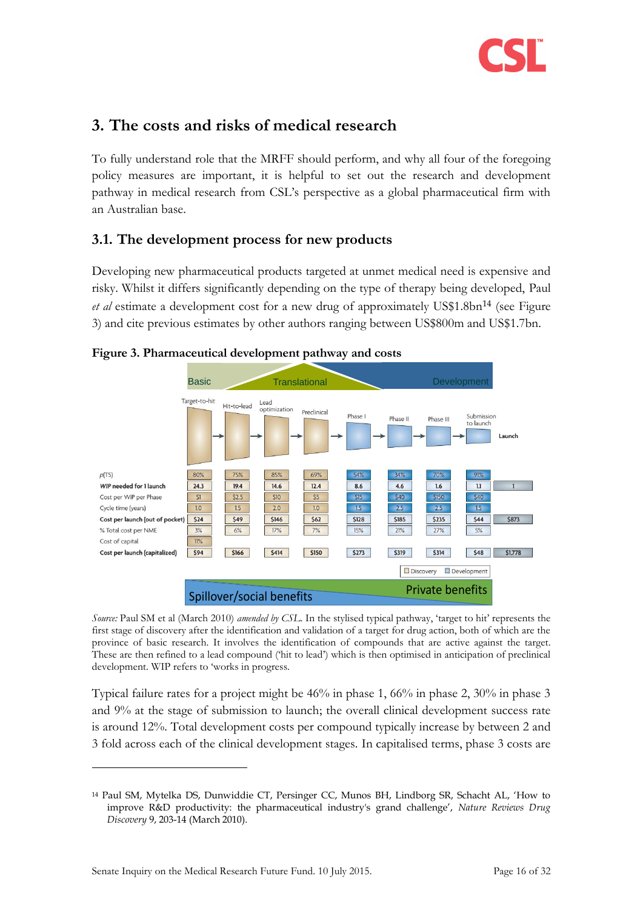## 3. The costs and risks of medical research

To fully understand role that the MRFF should perform, and why all four of the foregoing policy measures are important, it is helpful to set out the research and development pathway in medical research from CSL's perspective as a global pharmaceutical firm with an Australian base.

### 3.1. The development process for new products

Developing new pharmaceutical products targeted at unmet medical need is expensive and risky. Whilst it differs significantly depending on the type of therapy being developed, Paul *et al* estimate a development cost for a new drug of approximately US$1.8bn[14] (see Figure 3) and cite previous estimates by other authors ranging between US$800m and US$1.7bn.

**Figure 3. Pharmaceutical development pathway and costs**

Basic | Translational | Development

| | Target-to-hit | Hit-to-lead | Lead optimization | Preclinical | Phase I | Phase II | Phase III | Submission to launch | Launch |
|---|---|---|---|---|---|---|---|---|---|
| *p*(TS) | 80% | 75% | 85% | 69% | 54% | 34% | 70% | 91% | |
| ***WIP* needed for 1 launch** | 24.3 | 19.4 | 14.6 | 12.4 | 8.6 | 4.6 | 1.6 | 1.1 | 1 |
| Cost per WIP per Phase | $1 | $2.5 | $10 | $5 | $15 | $40 | $150 | $40 | |
| Cycle time (years) | 1.0 | 1.5 | 2.0 | 1.0 | 1.5 | 2.5 | 2.5 | 1.5 | |
| **Cost per launch (out of pocket)** | $24 | $49 | $146 | $62 | $128 | $185 | $235 | $44 | $873 |
| % Total cost per NME | 3% | 6% | 17% | 7% | 15% | 21% | 27% | 5% | |
| Cost of capital | 11% | | | | | | | | |
| **Cost per launch (capitalized)** | $94 | $166 | $414 | $150 | $273 | $319 | $314 | $48 | $1,778 |

Discovery | Development

Spillover/social benefits | Private benefits

*Source:* Paul SM et al (March 2010) *amended by CSL*. In the stylised typical pathway, 'target to hit' represents the first stage of discovery after the identification and validation of a target for drug action, both of which are the province of basic research. It involves the identification of compounds that are active against the target. These are then refined to a lead compound ('hit to lead') which is then optimised in anticipation of preclinical development. WIP refers to 'works in progress.

Typical failure rates for a project might be 46% in phase 1, 66% in phase 2, 30% in phase 3 and 9% at the stage of submission to launch; the overall clinical development success rate is around 12%. Total development costs per compound typically increase by between 2 and 3 fold across each of the clinical development stages. In capitalised terms, phase 3 costs are

---

[14] Paul SM, Mytelka DS, Dunwiddie CT, Persinger CC, Munos BH, Lindborg SR, Schacht AL, 'How to improve R&D productivity: the pharmaceutical industry's grand challenge', *Nature Reviews Drug Discovery* 9, 203-14 (March 2010).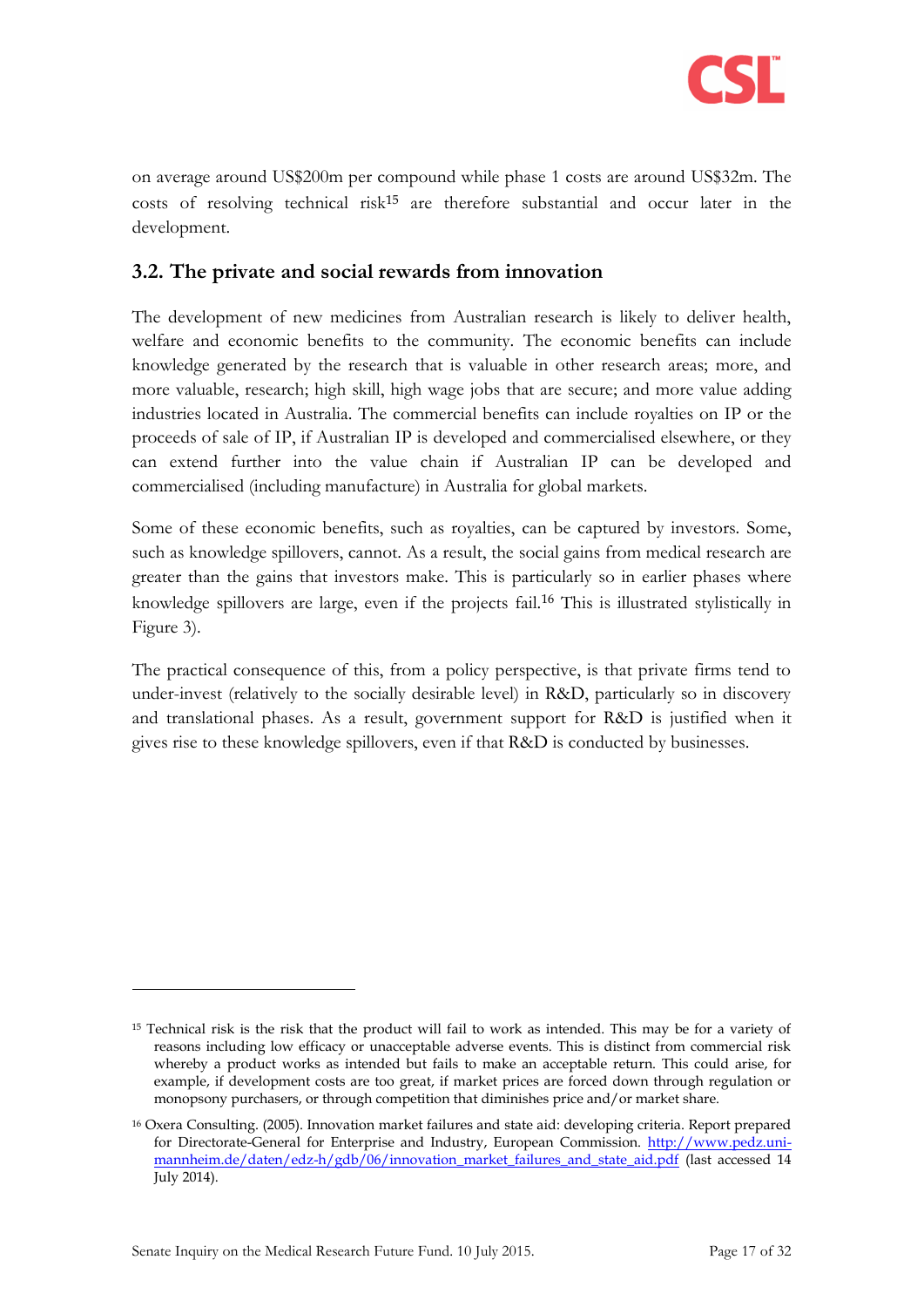on average around US$200m per compound while phase 1 costs are around US$32m. The costs of resolving technical risk[15] are therefore substantial and occur later in the development.

## 3.2. The private and social rewards from innovation

The development of new medicines from Australian research is likely to deliver health, welfare and economic benefits to the community. The economic benefits can include knowledge generated by the research that is valuable in other research areas; more, and more valuable, research; high skill, high wage jobs that are secure; and more value adding industries located in Australia. The commercial benefits can include royalties on IP or the proceeds of sale of IP, if Australian IP is developed and commercialised elsewhere, or they can extend further into the value chain if Australian IP can be developed and commercialised (including manufacture) in Australia for global markets.

Some of these economic benefits, such as royalties, can be captured by investors. Some, such as knowledge spillovers, cannot. As a result, the social gains from medical research are greater than the gains that investors make. This is particularly so in earlier phases where knowledge spillovers are large, even if the projects fail.[16] This is illustrated stylistically in Figure 3).

The practical consequence of this, from a policy perspective, is that private firms tend to under-invest (relatively to the socially desirable level) in R&D, particularly so in discovery and translational phases. As a result, government support for R&D is justified when it gives rise to these knowledge spillovers, even if that R&D is conducted by businesses.

---

[15] Technical risk is the risk that the product will fail to work as intended. This may be for a variety of reasons including low efficacy or unacceptable adverse events. This is distinct from commercial risk whereby a product works as intended but fails to make an acceptable return. This could arise, for example, if development costs are too great, if market prices are forced down through regulation or monopsony purchasers, or through competition that diminishes price and/or market share.

[16] Oxera Consulting. (2005). Innovation market failures and state aid: developing criteria. Report prepared for Directorate-General for Enterprise and Industry, European Commission. http://www.pedz.uni-mannheim.de/daten/edz-h/gdb/06/innovation_market_failures_and_state_aid.pdf (last accessed 14 July 2014).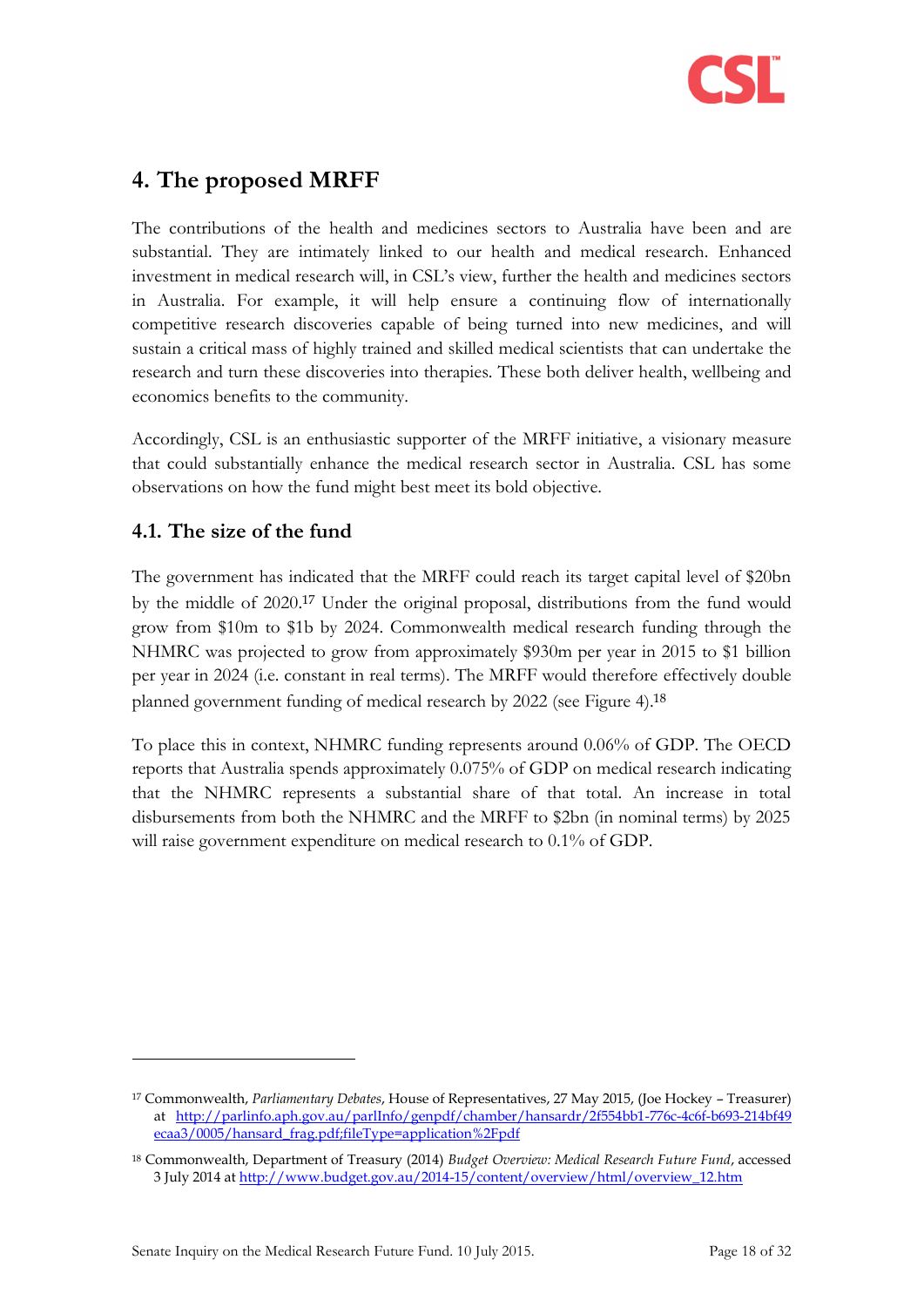## 4. The proposed MRFF

The contributions of the health and medicines sectors to Australia have been and are substantial. They are intimately linked to our health and medical research. Enhanced investment in medical research will, in CSL's view, further the health and medicines sectors in Australia. For example, it will help ensure a continuing flow of internationally competitive research discoveries capable of being turned into new medicines, and will sustain a critical mass of highly trained and skilled medical scientists that can undertake the research and turn these discoveries into therapies. These both deliver health, wellbeing and economics benefits to the community.

Accordingly, CSL is an enthusiastic supporter of the MRFF initiative, a visionary measure that could substantially enhance the medical research sector in Australia. CSL has some observations on how the fund might best meet its bold objective.

### 4.1. The size of the fund

The government has indicated that the MRFF could reach its target capital level of $20bn by the middle of 2020.[17] Under the original proposal, distributions from the fund would grow from $10m to $1b by 2024. Commonwealth medical research funding through the NHMRC was projected to grow from approximately $930m per year in 2015 to $1 billion per year in 2024 (i.e. constant in real terms). The MRFF would therefore effectively double planned government funding of medical research by 2022 (see Figure 4).[18]

To place this in context, NHMRC funding represents around 0.06% of GDP. The OECD reports that Australia spends approximately 0.075% of GDP on medical research indicating that the NHMRC represents a substantial share of that total. An increase in total disbursements from both the NHMRC and the MRFF to $2bn (in nominal terms) by 2025 will raise government expenditure on medical research to 0.1% of GDP.

---

[17] Commonwealth, *Parliamentary Debates*, House of Representatives, 27 May 2015, (Joe Hockey – Treasurer) at http://parlinfo.aph.gov.au/parlInfo/genpdf/chamber/hansardr/2f554bb1-776c-4c6f-b693-214bf49ecaa3/0005/hansard_frag.pdf;fileType=application%2Fpdf

[18] Commonwealth, Department of Treasury (2014) *Budget Overview: Medical Research Future Fund*, accessed 3 July 2014 at http://www.budget.gov.au/2014-15/content/overview/html/overview_12.htm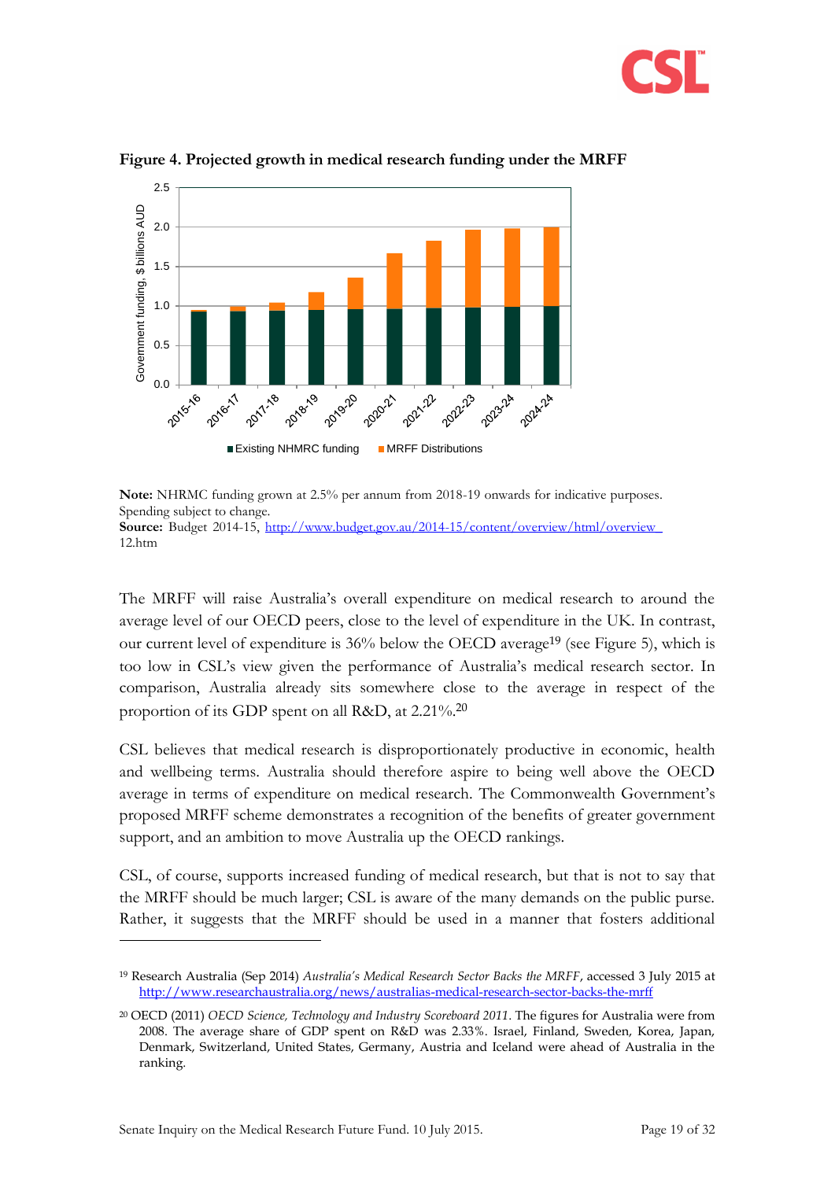**Figure 4. Projected growth in medical research funding under the MRFF**

Government funding, $ billions AUD

2.5
2.0
1.5
1.0
0.5
0.0

2015-16
2016-17
2017-18
2018-19
2019-20
2020-21
2021-22
2022-23
2023-24
2024-24

Existing NHMRC funding
MRFF Distributions

**Note:** NHMRC funding grown at 2.5% per annum from 2018-19 onwards for indicative purposes. Spending subject to change.
**Source:** Budget 2014-15, http://www.budget.gov.au/2014-15/content/overview/html/overview_12.htm

The MRFF will raise Australia's overall expenditure on medical research to around the average level of our OECD peers, close to the level of expenditure in the UK. In contrast, our current level of expenditure is 36% below the OECD average[19] (see Figure 5), which is too low in CSL's view given the performance of Australia's medical research sector. In comparison, Australia already sits somewhere close to the average in respect of the proportion of its GDP spent on all R&D, at 2.21%.[20]

CSL believes that medical research is disproportionately productive in economic, health and wellbeing terms. Australia should therefore aspire to being well above the OECD average in terms of expenditure on medical research. The Commonwealth Government's proposed MRFF scheme demonstrates a recognition of the benefits of greater government support, and an ambition to move Australia up the OECD rankings.

CSL, of course, supports increased funding of medical research, but that is not to say that the MRFF should be much larger; CSL is aware of the many demands on the public purse. Rather, it suggests that the MRFF should be used in a manner that fosters additional

---

[19] Research Australia (Sep 2014) *Australia's Medical Research Sector Backs the MRFF*, accessed 3 July 2015 at http://www.researchaustralia.org/news/australias-medical-research-sector-backs-the-mrff

[20] OECD (2011) *OECD Science, Technology and Industry Scoreboard 2011*. The figures for Australia were from 2008. The average share of GDP spent on R&D was 2.33%. Israel, Finland, Sweden, Korea, Japan, Denmark, Switzerland, United States, Germany, Austria and Iceland were ahead of Australia in the ranking.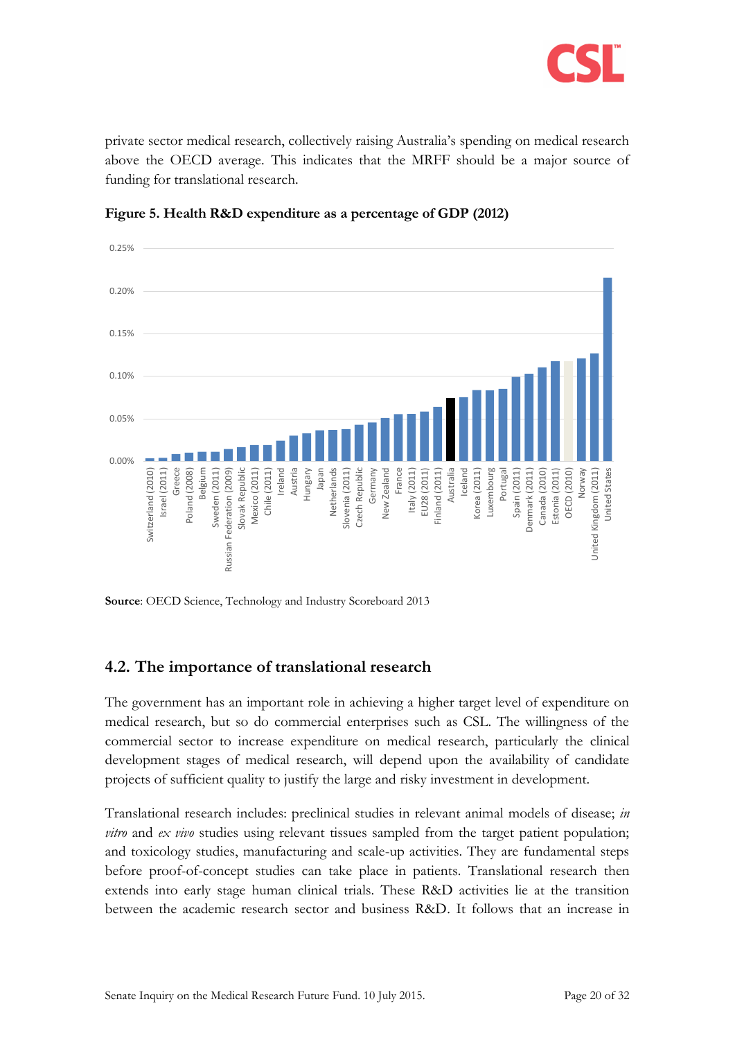private sector medical research, collectively raising Australia's spending on medical research above the OECD average. This indicates that the MRFF should be a major source of funding for translational research.

**Figure 5. Health R&D expenditure as a percentage of GDP (2012)**

0.25%
0.20%
0.15%
0.10%
0.05%
0.00%

Switzerland (2010)
Israel (2011)
Greece
Poland (2008)
Belgium
Sweden (2011)
Russian Federation (2009)
Slovak Republic
Mexico (2011)
Chile (2011)
Ireland
Austria
Hungary
Japan
Netherlands
Slovenia (2011)
Czech Republic
Germany
New Zealand
France
Italy (2011)
EU28 (2011)
Finland (2011)
Australia
Iceland
Korea (2011)
Luxembourg
Portugal
Spain (2011)
Denmark (2011)
Canada (2010)
Estonia (2011)
OECD (2010)
Norway
United Kingdom (2011)
United States

**Source**: OECD Science, Technology and Industry Scoreboard 2013

## 4.2. The importance of translational research

The government has an important role in achieving a higher target level of expenditure on medical research, but so do commercial enterprises such as CSL. The willingness of the commercial sector to increase expenditure on medical research, particularly the clinical development stages of medical research, will depend upon the availability of candidate projects of sufficient quality to justify the large and risky investment in development.

Translational research includes: preclinical studies in relevant animal models of disease; *in vitro* and *ex vivo* studies using relevant tissues sampled from the target patient population; and toxicology studies, manufacturing and scale-up activities. They are fundamental steps before proof-of-concept studies can take place in patients. Translational research then extends into early stage human clinical trials. These R&D activities lie at the transition between the academic research sector and business R&D. It follows that an increase in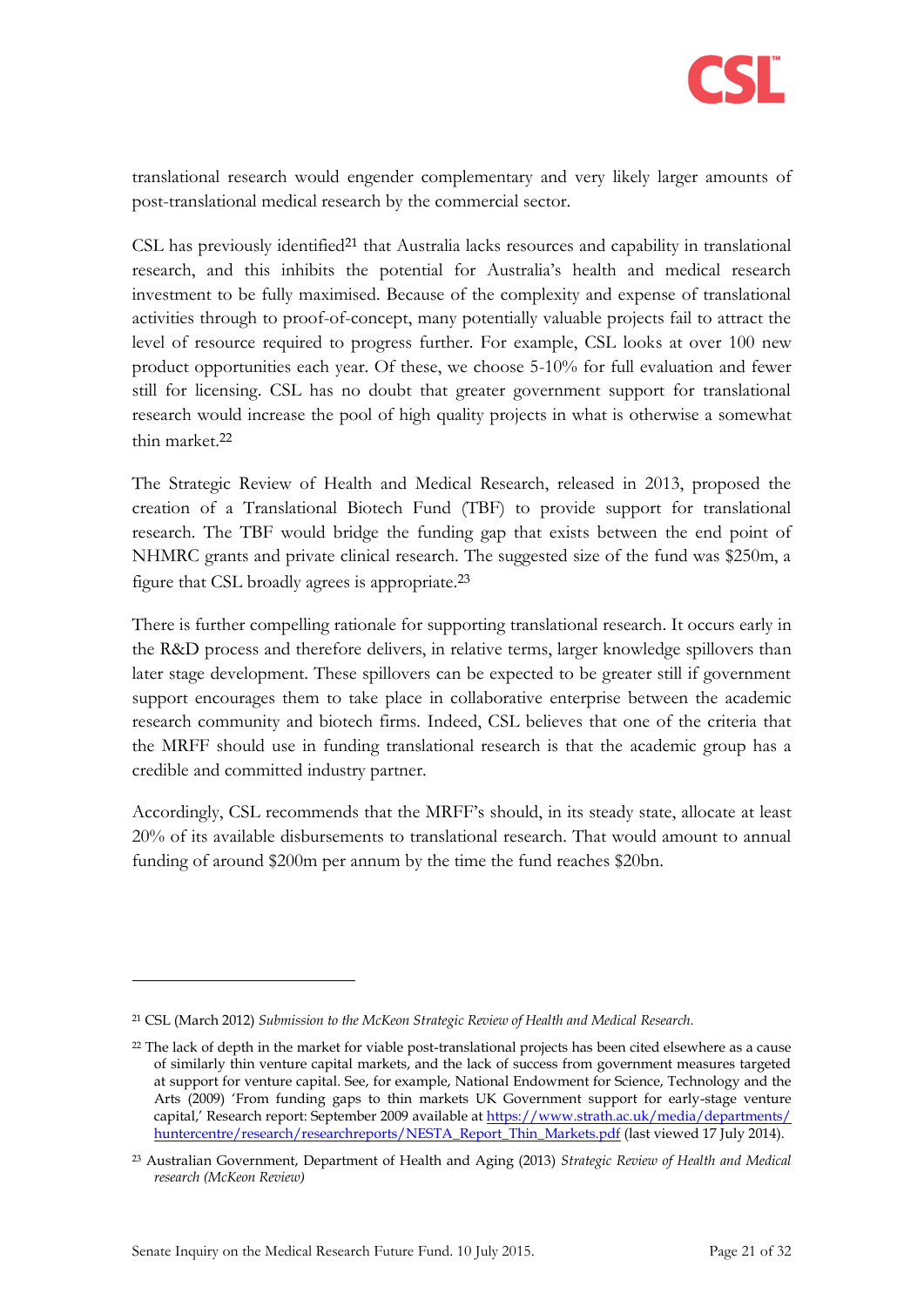translational research would engender complementary and very likely larger amounts of post-translational medical research by the commercial sector.

CSL has previously identified[21] that Australia lacks resources and capability in translational research, and this inhibits the potential for Australia's health and medical research investment to be fully maximised. Because of the complexity and expense of translational activities through to proof-of-concept, many potentially valuable projects fail to attract the level of resource required to progress further. For example, CSL looks at over 100 new product opportunities each year. Of these, we choose 5-10% for full evaluation and fewer still for licensing. CSL has no doubt that greater government support for translational research would increase the pool of high quality projects in what is otherwise a somewhat thin market.[22]

The Strategic Review of Health and Medical Research, released in 2013, proposed the creation of a Translational Biotech Fund (TBF) to provide support for translational research. The TBF would bridge the funding gap that exists between the end point of NHMRC grants and private clinical research. The suggested size of the fund was $250m, a figure that CSL broadly agrees is appropriate.[23]

There is further compelling rationale for supporting translational research. It occurs early in the R&D process and therefore delivers, in relative terms, larger knowledge spillovers than later stage development. These spillovers can be expected to be greater still if government support encourages them to take place in collaborative enterprise between the academic research community and biotech firms. Indeed, CSL believes that one of the criteria that the MRFF should use in funding translational research is that the academic group has a credible and committed industry partner.

Accordingly, CSL recommends that the MRFF's should, in its steady state, allocate at least 20% of its available disbursements to translational research. That would amount to annual funding of around $200m per annum by the time the fund reaches $20bn.

---

[21] CSL (March 2012) *Submission to the McKeon Strategic Review of Health and Medical Research.*

[22] The lack of depth in the market for viable post-translational projects has been cited elsewhere as a cause of similarly thin venture capital markets, and the lack of success from government measures targeted at support for venture capital. See, for example, National Endowment for Science, Technology and the Arts (2009) 'From funding gaps to thin markets UK Government support for early-stage venture capital,' Research report: September 2009 available at https://www.strath.ac.uk/media/departments/huntercentre/research/researchreports/NESTA_Report_Thin_Markets.pdf (last viewed 17 July 2014).

[23] Australian Government, Department of Health and Aging (2013) *Strategic Review of Health and Medical research (McKeon Review)*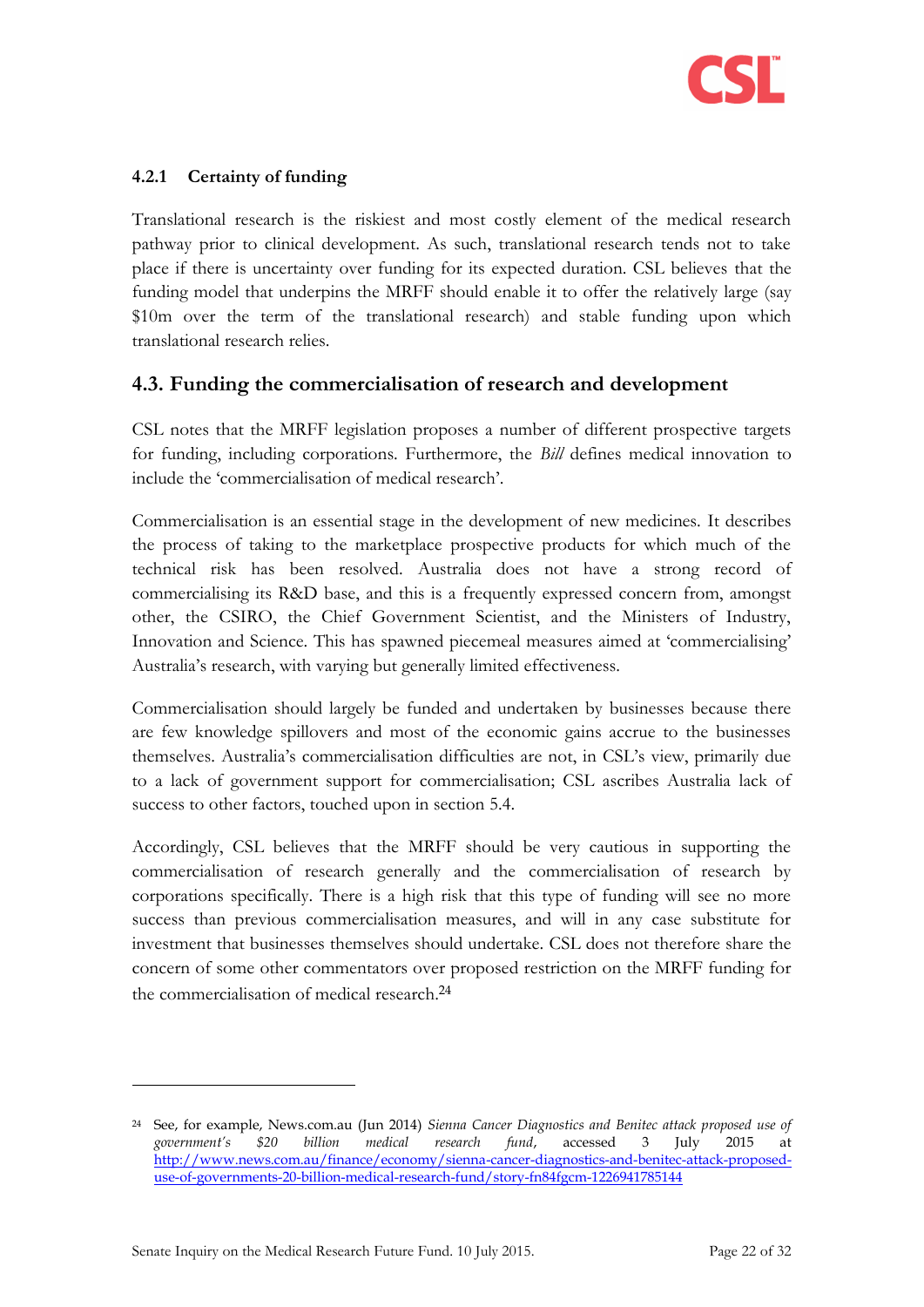#### 4.2.1 Certainty of funding

Translational research is the riskiest and most costly element of the medical research pathway prior to clinical development. As such, translational research tends not to take place if there is uncertainty over funding for its expected duration. CSL believes that the funding model that underpins the MRFF should enable it to offer the relatively large (say $10m over the term of the translational research) and stable funding upon which translational research relies.

### 4.3. Funding the commercialisation of research and development

CSL notes that the MRFF legislation proposes a number of different prospective targets for funding, including corporations. Furthermore, the *Bill* defines medical innovation to include the 'commercialisation of medical research'.

Commercialisation is an essential stage in the development of new medicines. It describes the process of taking to the marketplace prospective products for which much of the technical risk has been resolved. Australia does not have a strong record of commercialising its R&D base, and this is a frequently expressed concern from, amongst other, the CSIRO, the Chief Government Scientist, and the Ministers of Industry, Innovation and Science. This has spawned piecemeal measures aimed at 'commercialising' Australia's research, with varying but generally limited effectiveness.

Commercialisation should largely be funded and undertaken by businesses because there are few knowledge spillovers and most of the economic gains accrue to the businesses themselves. Australia's commercialisation difficulties are not, in CSL's view, primarily due to a lack of government support for commercialisation; CSL ascribes Australia lack of success to other factors, touched upon in section 5.4.

Accordingly, CSL believes that the MRFF should be very cautious in supporting the commercialisation of research generally and the commercialisation of research by corporations specifically. There is a high risk that this type of funding will see no more success than previous commercialisation measures, and will in any case substitute for investment that businesses themselves should undertake. CSL does not therefore share the concern of some other commentators over proposed restriction on the MRFF funding for the commercialisation of medical research.[24]

---

[24] See, for example, News.com.au (Jun 2014) *Sienna Cancer Diagnostics and Benitec attack proposed use of government's $20 billion medical research fund*, accessed 3 July 2015 at http://www.news.com.au/finance/economy/sienna-cancer-diagnostics-and-benitec-attack-proposed-use-of-governments-20-billion-medical-research-fund/story-fn84fgcm-1226941785144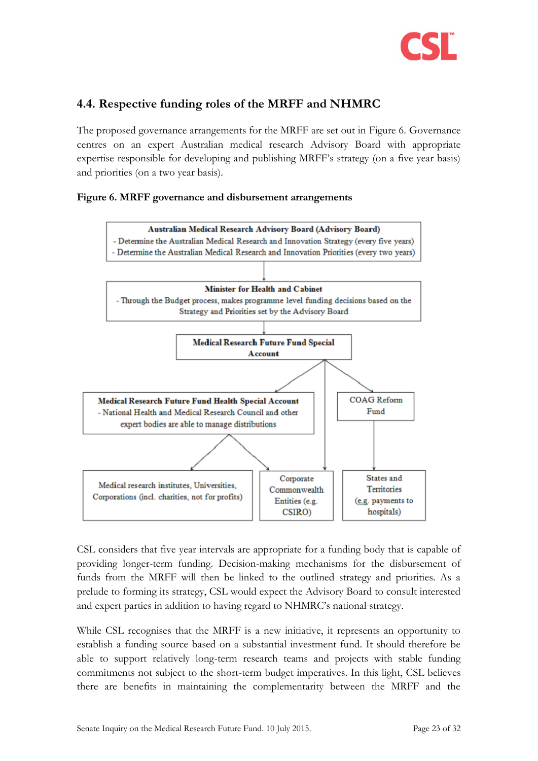## 4.4. Respective funding roles of the MRFF and NHMRC

The proposed governance arrangements for the MRFF are set out in Figure 6. Governance centres on an expert Australian medical research Advisory Board with appropriate expertise responsible for developing and publishing MRFF's strategy (on a five year basis) and priorities (on a two year basis).

**Figure 6. MRFF governance and disbursement arrangements**

**Australian Medical Research Advisory Board (Advisory Board)**
- Determine the Australian Medical Research and Innovation Strategy (every five years)
- Determine the Australian Medical Research and Innovation Priorities (every two years)

**Minister for Health and Cabinet**
- Through the Budget process, makes programme level funding decisions based on the Strategy and Priorities set by the Advisory Board

**Medical Research Future Fund Special Account**

**Medical Research Future Fund Health Special Account**
- National Health and Medical Research Council and other expert bodies are able to manage distributions

COAG Reform Fund

Medical research institutes, Universities, Corporations (incl. charities, not for profits)

Corporate Commonwealth Entities (e.g. CSIRO)

States and Territories (e.g. payments to hospitals)

CSL considers that five year intervals are appropriate for a funding body that is capable of providing longer-term funding. Decision-making mechanisms for the disbursement of funds from the MRFF will then be linked to the outlined strategy and priorities. As a prelude to forming its strategy, CSL would expect the Advisory Board to consult interested and expert parties in addition to having regard to NHMRC's national strategy.

While CSL recognises that the MRFF is a new initiative, it represents an opportunity to establish a funding source based on a substantial investment fund. It should therefore be able to support relatively long-term research teams and projects with stable funding commitments not subject to the short-term budget imperatives. In this light, CSL believes there are benefits in maintaining the complementarity between the MRFF and the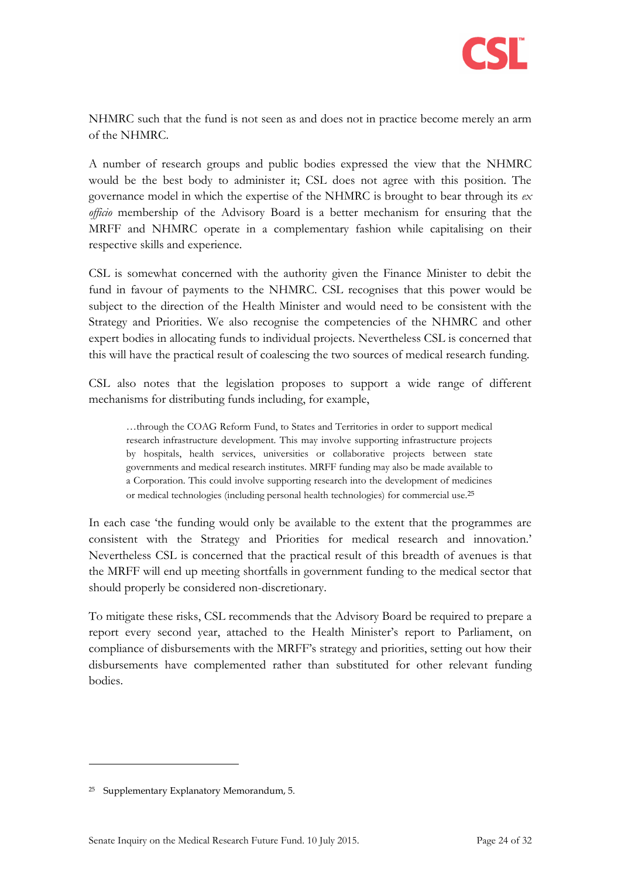NHMRC such that the fund is not seen as and does not in practice become merely an arm of the NHMRC.

A number of research groups and public bodies expressed the view that the NHMRC would be the best body to administer it; CSL does not agree with this position. The governance model in which the expertise of the NHMRC is brought to bear through its *ex officio* membership of the Advisory Board is a better mechanism for ensuring that the MRFF and NHMRC operate in a complementary fashion while capitalising on their respective skills and experience.

CSL is somewhat concerned with the authority given the Finance Minister to debit the fund in favour of payments to the NHMRC. CSL recognises that this power would be subject to the direction of the Health Minister and would need to be consistent with the Strategy and Priorities. We also recognise the competencies of the NHMRC and other expert bodies in allocating funds to individual projects. Nevertheless CSL is concerned that this will have the practical result of coalescing the two sources of medical research funding.

CSL also notes that the legislation proposes to support a wide range of different mechanisms for distributing funds including, for example,

> …through the COAG Reform Fund, to States and Territories in order to support medical research infrastructure development. This may involve supporting infrastructure projects by hospitals, health services, universities or collaborative projects between state governments and medical research institutes. MRFF funding may also be made available to a Corporation. This could involve supporting research into the development of medicines or medical technologies (including personal health technologies) for commercial use.[25]

In each case 'the funding would only be available to the extent that the programmes are consistent with the Strategy and Priorities for medical research and innovation.' Nevertheless CSL is concerned that the practical result of this breadth of avenues is that the MRFF will end up meeting shortfalls in government funding to the medical sector that should properly be considered non-discretionary.

To mitigate these risks, CSL recommends that the Advisory Board be required to prepare a report every second year, attached to the Health Minister's report to Parliament, on compliance of disbursements with the MRFF's strategy and priorities, setting out how their disbursements have complemented rather than substituted for other relevant funding bodies.

---

[25] Supplementary Explanatory Memorandum, 5.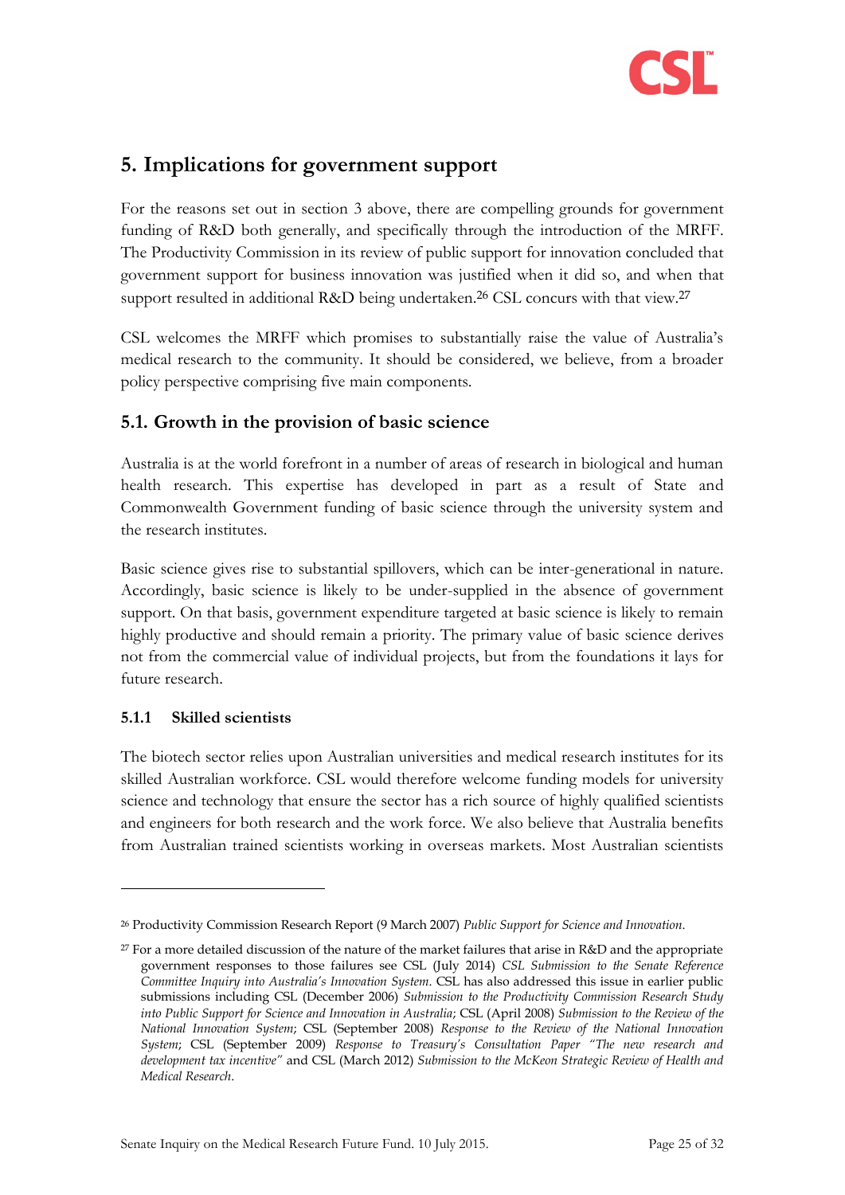## 5. Implications for government support

For the reasons set out in section 3 above, there are compelling grounds for government funding of R&D both generally, and specifically through the introduction of the MRFF. The Productivity Commission in its review of public support for innovation concluded that government support for business innovation was justified when it did so, and when that support resulted in additional R&D being undertaken.[26] CSL concurs with that view.[27]

CSL welcomes the MRFF which promises to substantially raise the value of Australia's medical research to the community. It should be considered, we believe, from a broader policy perspective comprising five main components.

### 5.1. Growth in the provision of basic science

Australia is at the world forefront in a number of areas of research in biological and human health research. This expertise has developed in part as a result of State and Commonwealth Government funding of basic science through the university system and the research institutes.

Basic science gives rise to substantial spillovers, which can be inter-generational in nature. Accordingly, basic science is likely to be under-supplied in the absence of government support. On that basis, government expenditure targeted at basic science is likely to remain highly productive and should remain a priority. The primary value of basic science derives not from the commercial value of individual projects, but from the foundations it lays for future research.

#### 5.1.1 Skilled scientists

The biotech sector relies upon Australian universities and medical research institutes for its skilled Australian workforce. CSL would therefore welcome funding models for university science and technology that ensure the sector has a rich source of highly qualified scientists and engineers for both research and the work force. We also believe that Australia benefits from Australian trained scientists working in overseas markets. Most Australian scientists

---

[26] Productivity Commission Research Report (9 March 2007) *Public Support for Science and Innovation.*

[27] For a more detailed discussion of the nature of the market failures that arise in R&D and the appropriate government responses to those failures see CSL (July 2014) *CSL Submission to the Senate Reference Committee Inquiry into Australia's Innovation System.* CSL has also addressed this issue in earlier public submissions including CSL (December 2006) *Submission to the Productivity Commission Research Study into Public Support for Science and Innovation in Australia*; CSL (April 2008) *Submission to the Review of the National Innovation System;* CSL (September 2008) *Response to the Review of the National Innovation System;* CSL (September 2009) *Response to Treasury's Consultation Paper "The new research and development tax incentive"* and CSL (March 2012) *Submission to the McKeon Strategic Review of Health and Medical Research.*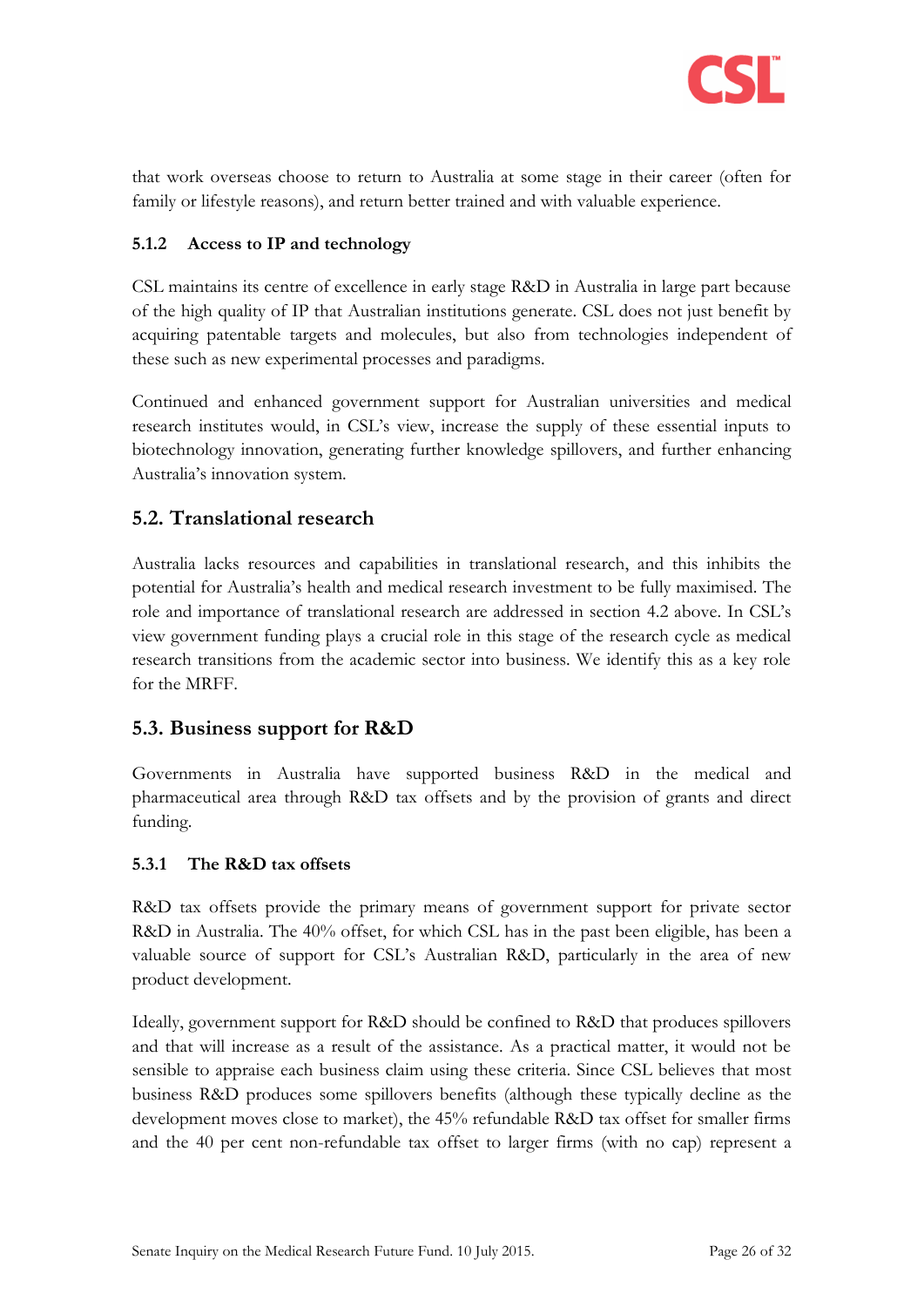that work overseas choose to return to Australia at some stage in their career (often for family or lifestyle reasons), and return better trained and with valuable experience.

#### 5.1.2 Access to IP and technology

CSL maintains its centre of excellence in early stage R&D in Australia in large part because of the high quality of IP that Australian institutions generate. CSL does not just benefit by acquiring patentable targets and molecules, but also from technologies independent of these such as new experimental processes and paradigms.

Continued and enhanced government support for Australian universities and medical research institutes would, in CSL's view, increase the supply of these essential inputs to biotechnology innovation, generating further knowledge spillovers, and further enhancing Australia's innovation system.

### 5.2. Translational research

Australia lacks resources and capabilities in translational research, and this inhibits the potential for Australia's health and medical research investment to be fully maximised. The role and importance of translational research are addressed in section 4.2 above. In CSL's view government funding plays a crucial role in this stage of the research cycle as medical research transitions from the academic sector into business. We identify this as a key role for the MRFF.

### 5.3. Business support for R&D

Governments in Australia have supported business R&D in the medical and pharmaceutical area through R&D tax offsets and by the provision of grants and direct funding.

#### 5.3.1 The R&D tax offsets

R&D tax offsets provide the primary means of government support for private sector R&D in Australia. The 40% offset, for which CSL has in the past been eligible, has been a valuable source of support for CSL's Australian R&D, particularly in the area of new product development.

Ideally, government support for R&D should be confined to R&D that produces spillovers and that will increase as a result of the assistance. As a practical matter, it would not be sensible to appraise each business claim using these criteria. Since CSL believes that most business R&D produces some spillovers benefits (although these typically decline as the development moves close to market), the 45% refundable R&D tax offset for smaller firms and the 40 per cent non-refundable tax offset to larger firms (with no cap) represent a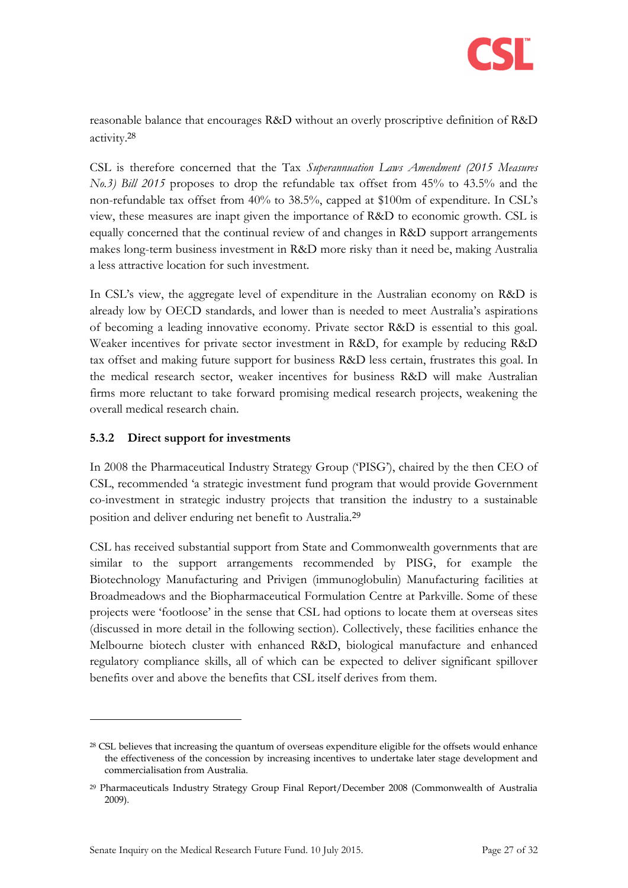reasonable balance that encourages R&D without an overly proscriptive definition of R&D activity.[28]

CSL is therefore concerned that the Tax *Superannuation Laws Amendment (2015 Measures No.3) Bill 2015* proposes to drop the refundable tax offset from 45% to 43.5% and the non-refundable tax offset from 40% to 38.5%, capped at $100m of expenditure. In CSL's view, these measures are inapt given the importance of R&D to economic growth. CSL is equally concerned that the continual review of and changes in R&D support arrangements makes long-term business investment in R&D more risky than it need be, making Australia a less attractive location for such investment.

In CSL's view, the aggregate level of expenditure in the Australian economy on R&D is already low by OECD standards, and lower than is needed to meet Australia's aspirations of becoming a leading innovative economy. Private sector R&D is essential to this goal. Weaker incentives for private sector investment in R&D, for example by reducing R&D tax offset and making future support for business R&D less certain, frustrates this goal. In the medical research sector, weaker incentives for business R&D will make Australian firms more reluctant to take forward promising medical research projects, weakening the overall medical research chain.

### 5.3.2 Direct support for investments

In 2008 the Pharmaceutical Industry Strategy Group ('PISG'), chaired by the then CEO of CSL, recommended 'a strategic investment fund program that would provide Government co-investment in strategic industry projects that transition the industry to a sustainable position and deliver enduring net benefit to Australia.[29]

CSL has received substantial support from State and Commonwealth governments that are similar to the support arrangements recommended by PISG, for example the Biotechnology Manufacturing and Privigen (immunoglobulin) Manufacturing facilities at Broadmeadows and the Biopharmaceutical Formulation Centre at Parkville. Some of these projects were 'footloose' in the sense that CSL had options to locate them at overseas sites (discussed in more detail in the following section). Collectively, these facilities enhance the Melbourne biotech cluster with enhanced R&D, biological manufacture and enhanced regulatory compliance skills, all of which can be expected to deliver significant spillover benefits over and above the benefits that CSL itself derives from them.

---

[28] CSL believes that increasing the quantum of overseas expenditure eligible for the offsets would enhance the effectiveness of the concession by increasing incentives to undertake later stage development and commercialisation from Australia.

[29] Pharmaceuticals Industry Strategy Group Final Report/December 2008 (Commonwealth of Australia 2009).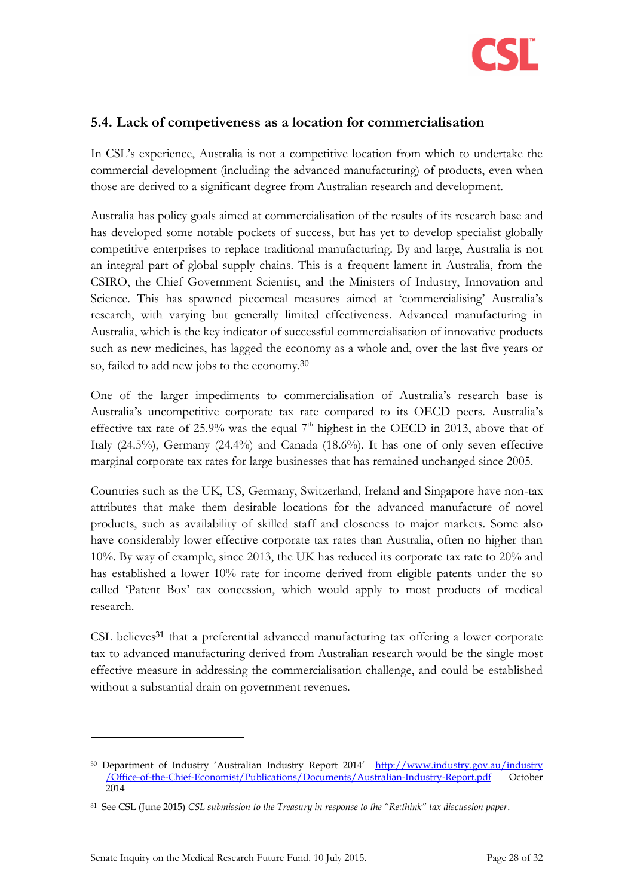## 5.4. Lack of competiveness as a location for commercialisation

In CSL's experience, Australia is not a competitive location from which to undertake the commercial development (including the advanced manufacturing) of products, even when those are derived to a significant degree from Australian research and development.

Australia has policy goals aimed at commercialisation of the results of its research base and has developed some notable pockets of success, but has yet to develop specialist globally competitive enterprises to replace traditional manufacturing. By and large, Australia is not an integral part of global supply chains. This is a frequent lament in Australia, from the CSIRO, the Chief Government Scientist, and the Ministers of Industry, Innovation and Science. This has spawned piecemeal measures aimed at 'commercialising' Australia's research, with varying but generally limited effectiveness. Advanced manufacturing in Australia, which is the key indicator of successful commercialisation of innovative products such as new medicines, has lagged the economy as a whole and, over the last five years or so, failed to add new jobs to the economy.[30]

One of the larger impediments to commercialisation of Australia's research base is Australia's uncompetitive corporate tax rate compared to its OECD peers. Australia's effective tax rate of 25.9% was the equal 7th highest in the OECD in 2013, above that of Italy (24.5%), Germany (24.4%) and Canada (18.6%). It has one of only seven effective marginal corporate tax rates for large businesses that has remained unchanged since 2005.

Countries such as the UK, US, Germany, Switzerland, Ireland and Singapore have non-tax attributes that make them desirable locations for the advanced manufacture of novel products, such as availability of skilled staff and closeness to major markets. Some also have considerably lower effective corporate tax rates than Australia, often no higher than 10%. By way of example, since 2013, the UK has reduced its corporate tax rate to 20% and has established a lower 10% rate for income derived from eligible patents under the so called 'Patent Box' tax concession, which would apply to most products of medical research.

CSL believes[31] that a preferential advanced manufacturing tax offering a lower corporate tax to advanced manufacturing derived from Australian research would be the single most effective measure in addressing the commercialisation challenge, and could be established without a substantial drain on government revenues.

---

[30] Department of Industry 'Australian Industry Report 2014' http://www.industry.gov.au/industry/Office-of-the-Chief-Economist/Publications/Documents/Australian-Industry-Report.pdf October 2014

[31] See CSL (June 2015) *CSL submission to the Treasury in response to the "Re:think" tax discussion paper*.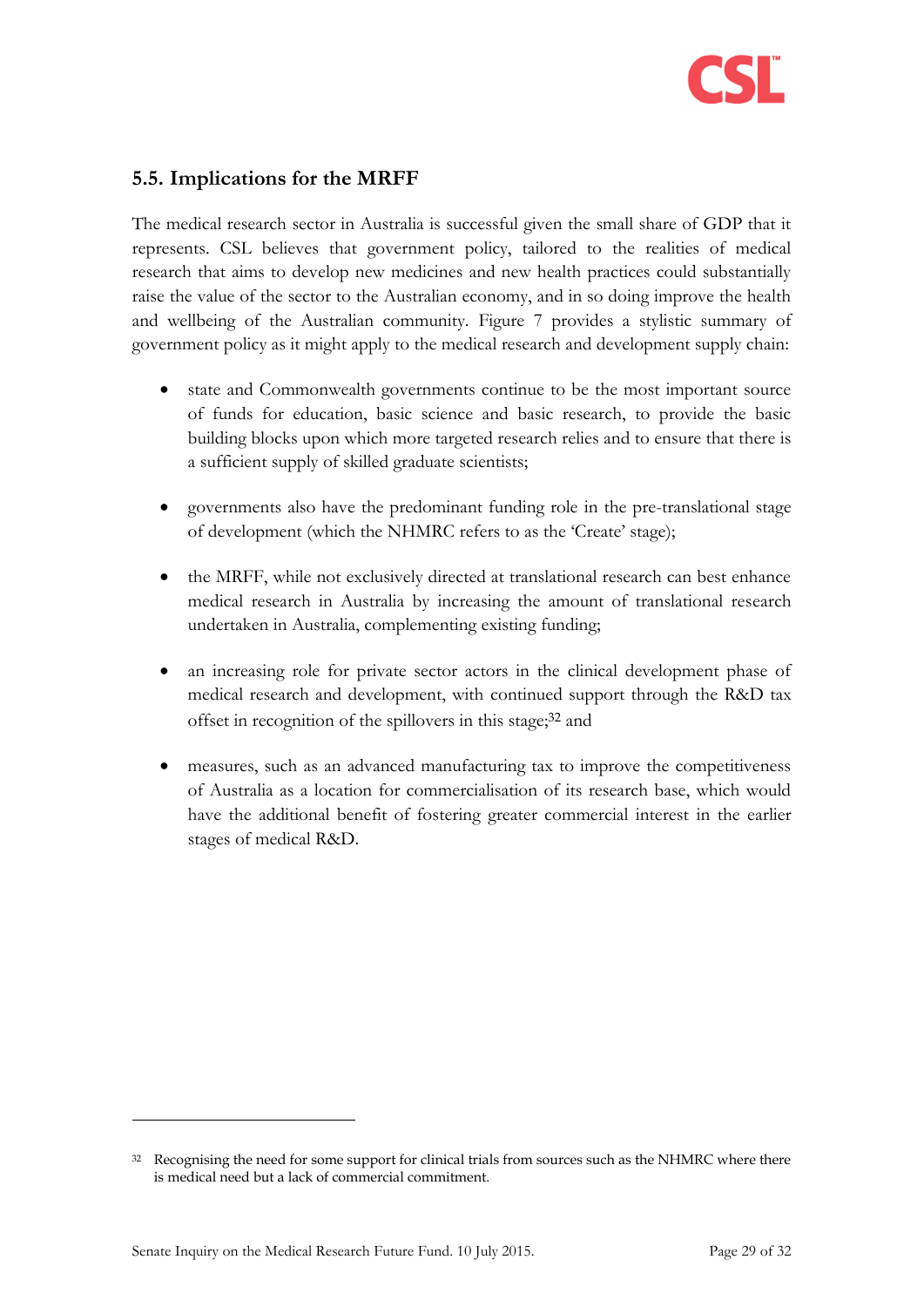## 5.5. Implications for the MRFF

The medical research sector in Australia is successful given the small share of GDP that it represents. CSL believes that government policy, tailored to the realities of medical research that aims to develop new medicines and new health practices could substantially raise the value of the sector to the Australian economy, and in so doing improve the health and wellbeing of the Australian community. Figure 7 provides a stylistic summary of government policy as it might apply to the medical research and development supply chain:

- state and Commonwealth governments continue to be the most important source of funds for education, basic science and basic research, to provide the basic building blocks upon which more targeted research relies and to ensure that there is a sufficient supply of skilled graduate scientists;
- governments also have the predominant funding role in the pre-translational stage of development (which the NHMRC refers to as the 'Create' stage);
- the MRFF, while not exclusively directed at translational research can best enhance medical research in Australia by increasing the amount of translational research undertaken in Australia, complementing existing funding;
- an increasing role for private sector actors in the clinical development phase of medical research and development, with continued support through the R&D tax offset in recognition of the spillovers in this stage;[32] and
- measures, such as an advanced manufacturing tax to improve the competitiveness of Australia as a location for commercialisation of its research base, which would have the additional benefit of fostering greater commercial interest in the earlier stages of medical R&D.

---

[32] Recognising the need for some support for clinical trials from sources such as the NHMRC where there is medical need but a lack of commercial commitment.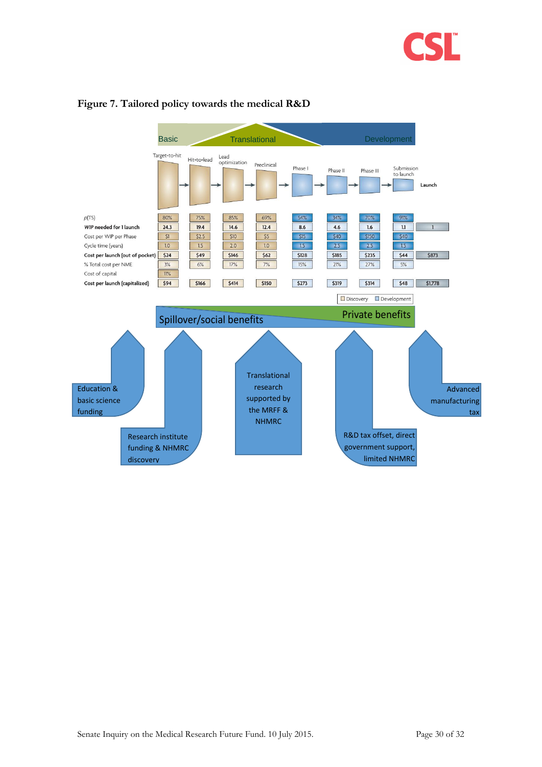**Figure 7. Tailored policy towards the medical R&D**

Basic

Translational

Development

Target-to-hit

Hit-to-lead

Lead optimization

Preclinical

Phase I

Phase II

Phase III

Submission to launch

Launch

p(TS)
80%
75%
85%
69%
54%
34%
70%
91%

WIP needed for 1 launch
24.3
19.4
14.6
12.4
8.6
4.6
1.6
1.1
1

Cost per WIP per Phase
$1
$2.5
$10
$5
$15
$40
$150
$40

Cycle time (years)
1.0
1.5
2.0
1.0
1.5
2.5
2.5
1.5

Cost per launch (out of pocket)
$24
$49
$146
$62
$128
$185
$235
$44
$873

% Total cost per NME
3%
6%
17%
7%
15%
21%
27%
5%

Cost of capital
11%

Cost per launch (capitalized)
$94
$166
$414
$150
$273
$319
$314
$48
$1,778

Discovery

Development

Spillover/social benefits

Private benefits

Education & basic science funding

Research institute funding & NHMRC discovery

Translational research supported by the MRFF & NHMRC

R&D tax offset, direct government support, limited NHMRC

Advanced manufacturing tax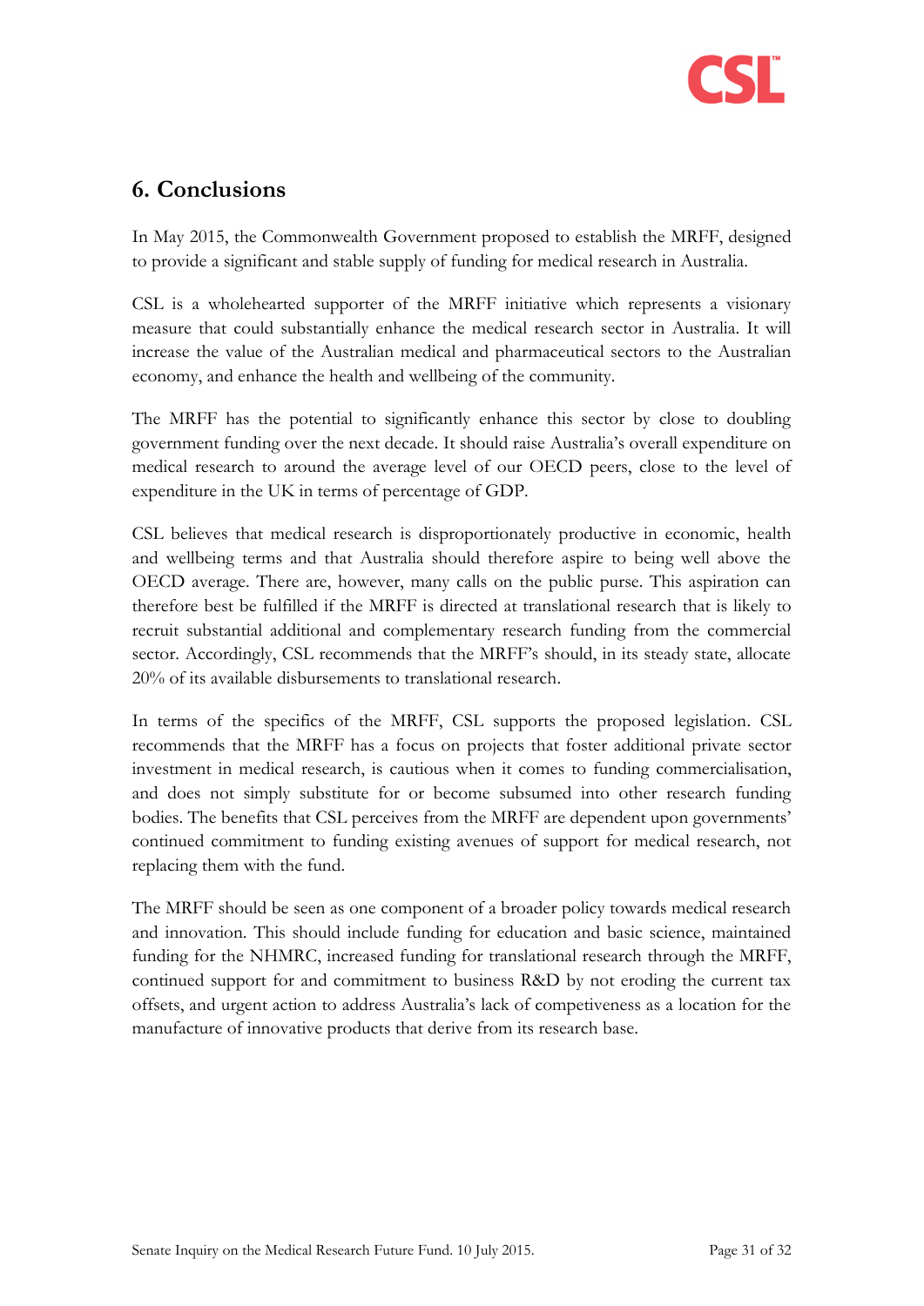## 6. Conclusions

In May 2015, the Commonwealth Government proposed to establish the MRFF, designed to provide a significant and stable supply of funding for medical research in Australia.

CSL is a wholehearted supporter of the MRFF initiative which represents a visionary measure that could substantially enhance the medical research sector in Australia. It will increase the value of the Australian medical and pharmaceutical sectors to the Australian economy, and enhance the health and wellbeing of the community.

The MRFF has the potential to significantly enhance this sector by close to doubling government funding over the next decade. It should raise Australia's overall expenditure on medical research to around the average level of our OECD peers, close to the level of expenditure in the UK in terms of percentage of GDP.

CSL believes that medical research is disproportionately productive in economic, health and wellbeing terms and that Australia should therefore aspire to being well above the OECD average. There are, however, many calls on the public purse. This aspiration can therefore best be fulfilled if the MRFF is directed at translational research that is likely to recruit substantial additional and complementary research funding from the commercial sector. Accordingly, CSL recommends that the MRFF's should, in its steady state, allocate 20% of its available disbursements to translational research.

In terms of the specifics of the MRFF, CSL supports the proposed legislation. CSL recommends that the MRFF has a focus on projects that foster additional private sector investment in medical research, is cautious when it comes to funding commercialisation, and does not simply substitute for or become subsumed into other research funding bodies. The benefits that CSL perceives from the MRFF are dependent upon governments' continued commitment to funding existing avenues of support for medical research, not replacing them with the fund.

The MRFF should be seen as one component of a broader policy towards medical research and innovation. This should include funding for education and basic science, maintained funding for the NHMRC, increased funding for translational research through the MRFF, continued support for and commitment to business R&D by not eroding the current tax offsets, and urgent action to address Australia's lack of competiveness as a location for the manufacture of innovative products that derive from its research base.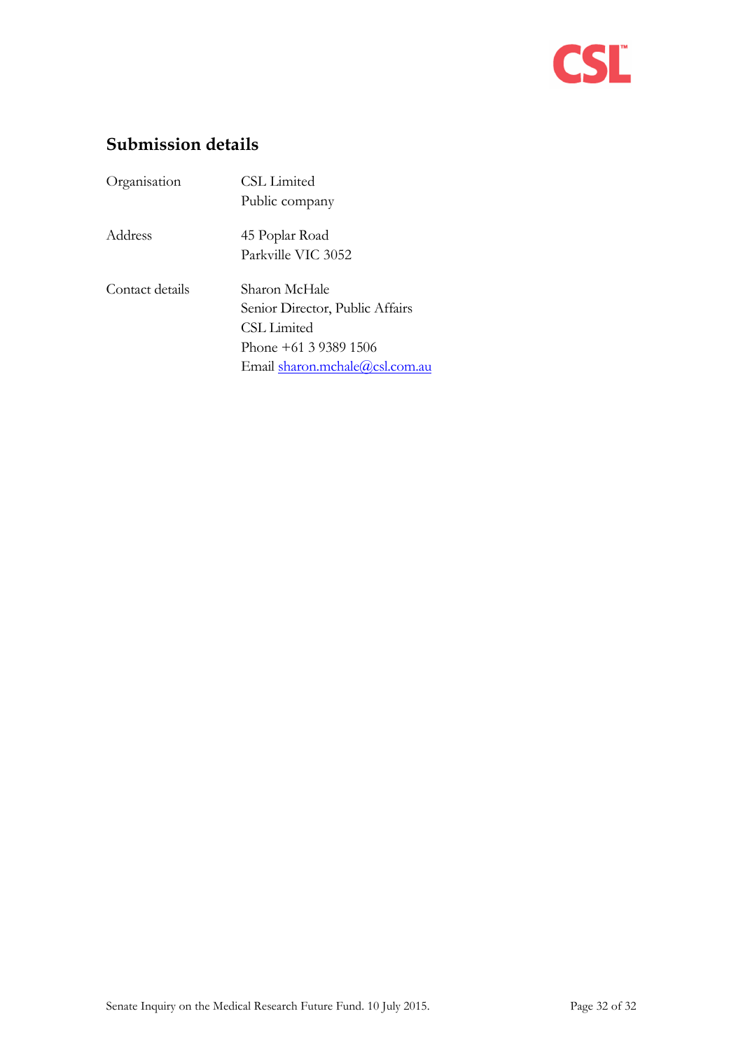## Submission details

| | |
|---|---|
| Organisation | CSL Limited<br>Public company |
| Address | 45 Poplar Road<br>Parkville VIC 3052 |
| Contact details | Sharon McHale<br>Senior Director, Public Affairs<br>CSL Limited<br>Phone +61 3 9389 1506<br>Email sharon.mchale@csl.com.au |